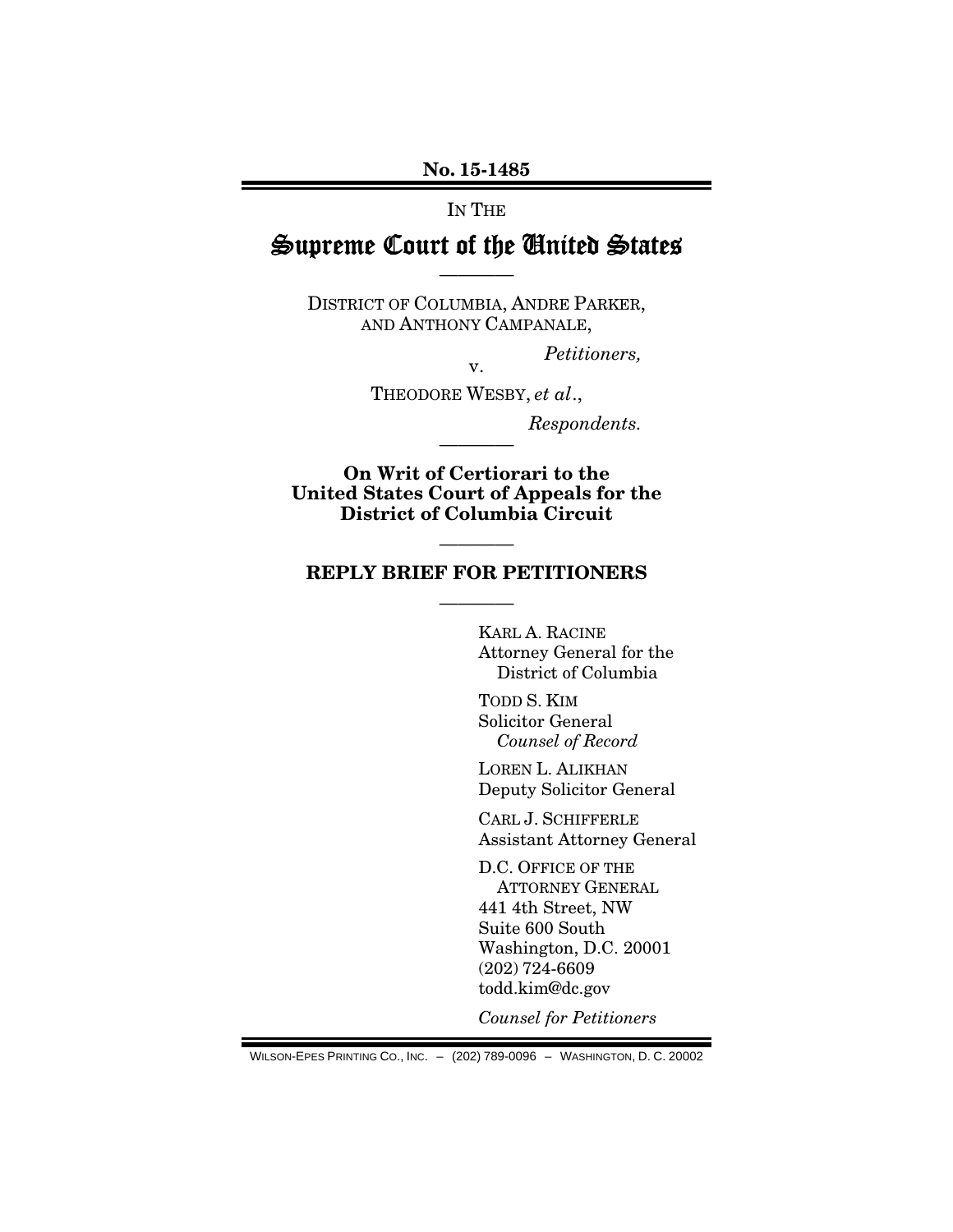**No. 15-1485**

IN THE

# Supreme Court of the United States

————

DISTRICT OF COLUMBIA, ANDRE PARKER, AND ANTHONY CAMPANALE,

*Petitioners,*

v.

THEODORE WESBY, *et al*.,

*Respondents.*

————

**On Writ of Certiorari to the United States Court of Appeals for the District of Columbia Circuit**

————

**REPLY BRIEF FOR PETITIONERS**

————

KARL A. RACINE
Attorney General for the District of Columbia

TODD S. KIM
Solicitor General
*Counsel of Record*

LOREN L. ALIKHAN
Deputy Solicitor General

CARL J. SCHIFFERLE
Assistant Attorney General

D.C. OFFICE OF THE ATTORNEY GENERAL
441 4th Street, NW
Suite 600 South
Washington, D.C. 20001
(202) 724-6609
todd.kim@dc.gov

*Counsel for Petitioners*

WILSON-EPES PRINTING CO., INC. – (202) 789-0096 – WASHINGTON, D. C. 20002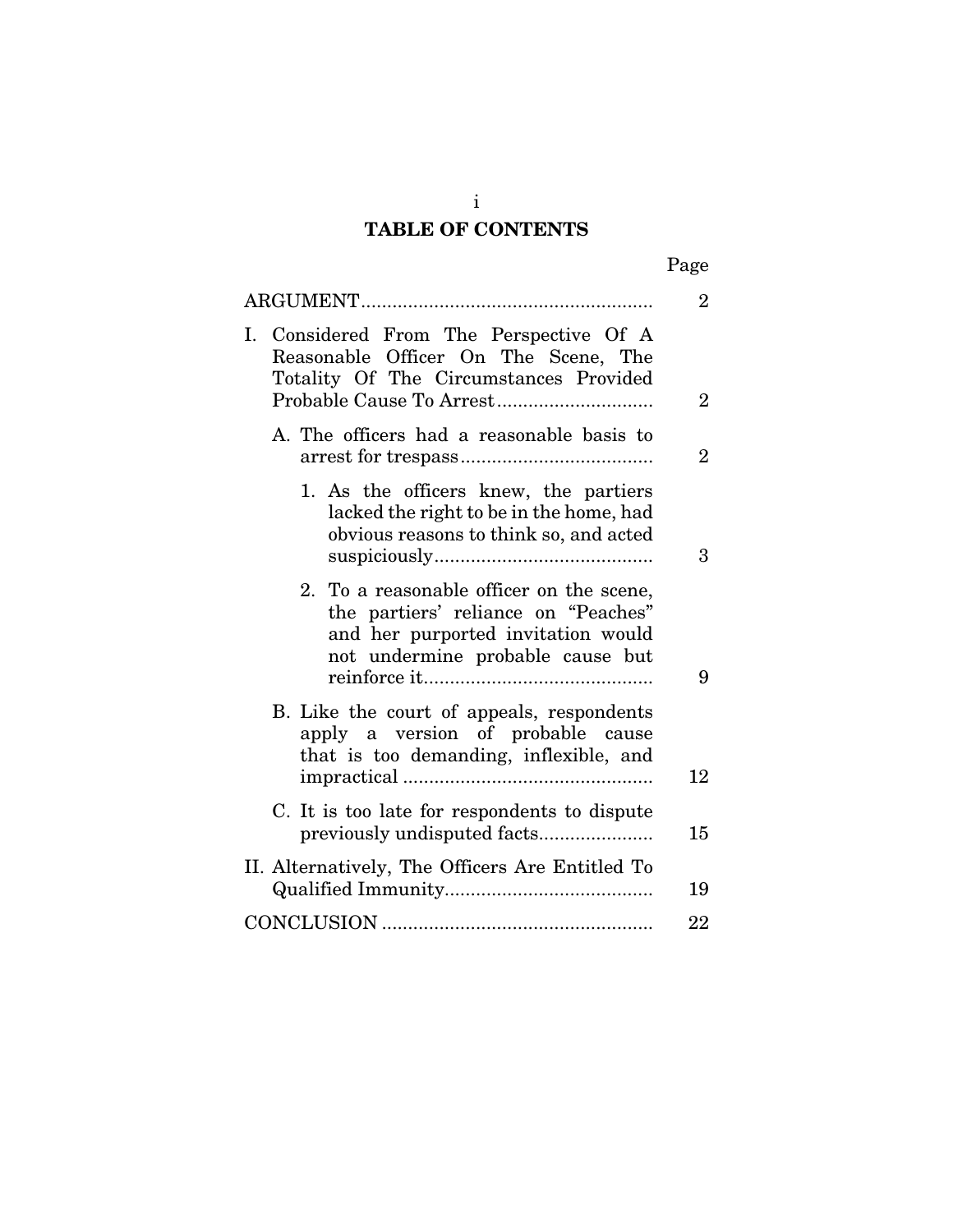# TABLE OF CONTENTS

| | Page |
|---|---|
| ARGUMENT | 2 |
| I. Considered From The Perspective Of A Reasonable Officer On The Scene, The Totality Of The Circumstances Provided Probable Cause To Arrest | 2 |
| A. The officers had a reasonable basis to arrest for trespass | 2 |
| 1. As the officers knew, the partiers lacked the right to be in the home, had obvious reasons to think so, and acted suspiciously | 3 |
| 2. To a reasonable officer on the scene, the partiers' reliance on "Peaches" and her purported invitation would not undermine probable cause but reinforce it | 9 |
| B. Like the court of appeals, respondents apply a version of probable cause that is too demanding, inflexible, and impractical | 12 |
| C. It is too late for respondents to dispute previously undisputed facts | 15 |
| II. Alternatively, The Officers Are Entitled To Qualified Immunity | 19 |
| CONCLUSION | 22 |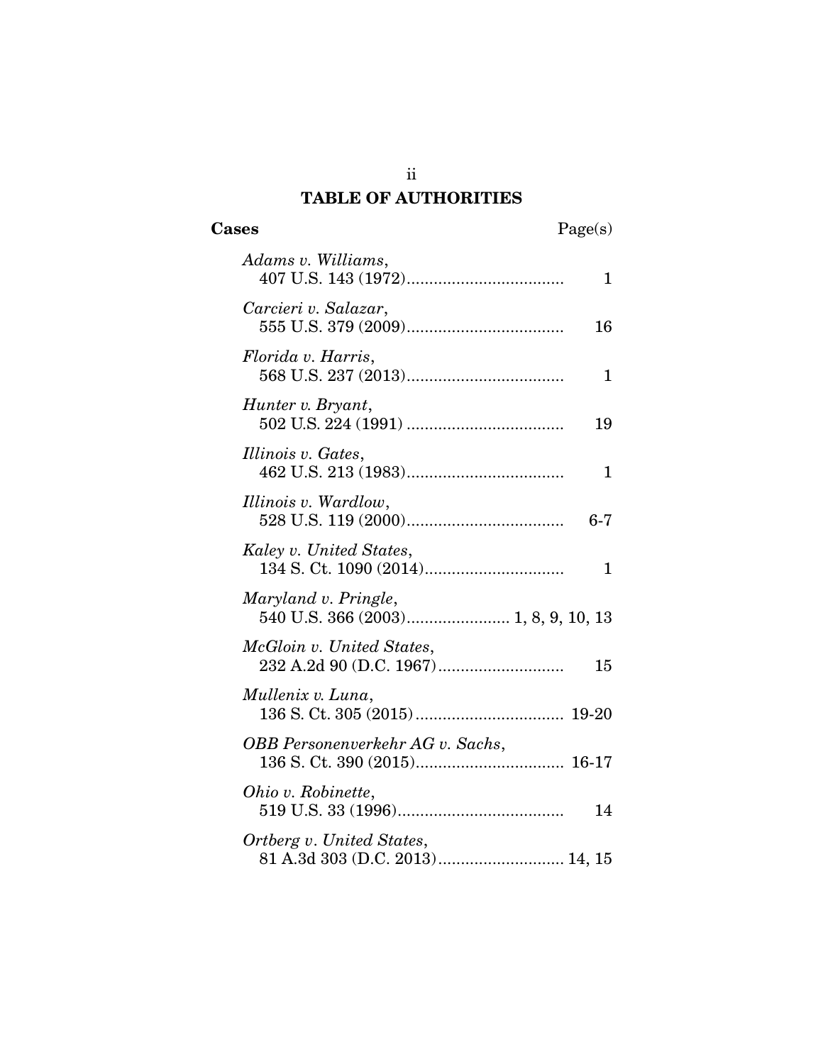# TABLE OF AUTHORITIES

| Cases | Page(s) |
|---|---|
| *Adams v. Williams*, 407 U.S. 143 (1972) | 1 |
| *Carcieri v. Salazar*, 555 U.S. 379 (2009) | 16 |
| *Florida v. Harris*, 568 U.S. 237 (2013) | 1 |
| *Hunter v. Bryant*, 502 U.S. 224 (1991) | 19 |
| *Illinois v. Gates*, 462 U.S. 213 (1983) | 1 |
| *Illinois v. Wardlow*, 528 U.S. 119 (2000) | 6-7 |
| *Kaley v. United States*, 134 S. Ct. 1090 (2014) | 1 |
| *Maryland v. Pringle*, 540 U.S. 366 (2003) | 1, 8, 9, 10, 13 |
| *McGloin v. United States*, 232 A.2d 90 (D.C. 1967) | 15 |
| *Mullenix v. Luna*, 136 S. Ct. 305 (2015) | 19-20 |
| *OBB Personenverkehr AG v. Sachs*, 136 S. Ct. 390 (2015) | 16-17 |
| *Ohio v. Robinette*, 519 U.S. 33 (1996) | 14 |
| *Ortberg v. United States*, 81 A.3d 303 (D.C. 2013) | 14, 15 |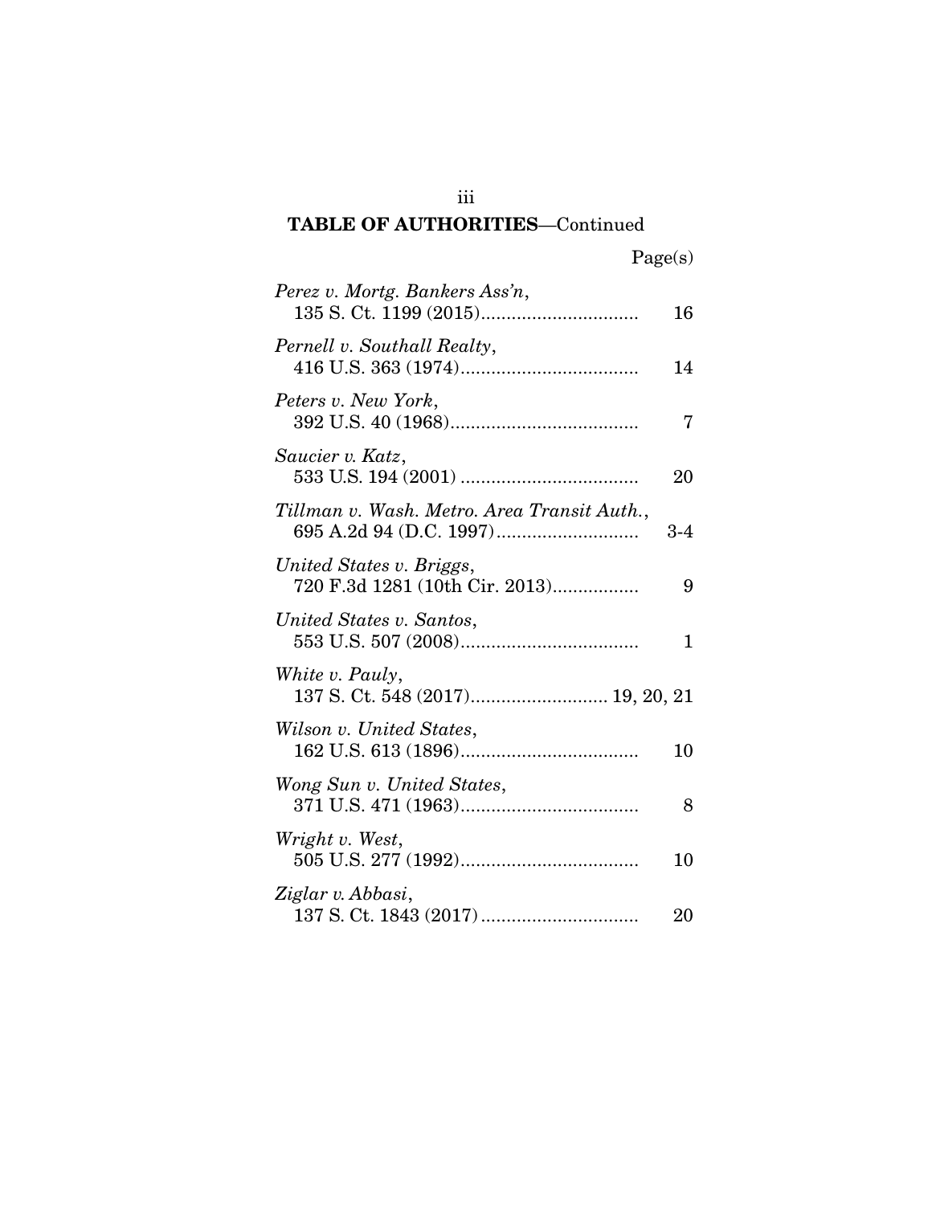**TABLE OF AUTHORITIES**—Continued

| | Page(s) |
|---|---|
| *Perez v. Mortg. Bankers Ass'n*, 135 S. Ct. 1199 (2015) | 16 |
| *Pernell v. Southall Realty*, 416 U.S. 363 (1974) | 14 |
| *Peters v. New York*, 392 U.S. 40 (1968) | 7 |
| *Saucier v. Katz*, 533 U.S. 194 (2001) | 20 |
| *Tillman v. Wash. Metro. Area Transit Auth.*, 695 A.2d 94 (D.C. 1997) | 3-4 |
| *United States v. Briggs*, 720 F.3d 1281 (10th Cir. 2013) | 9 |
| *United States v. Santos*, 553 U.S. 507 (2008) | 1 |
| *White v. Pauly*, 137 S. Ct. 548 (2017) | 19, 20, 21 |
| *Wilson v. United States*, 162 U.S. 613 (1896) | 10 |
| *Wong Sun v. United States*, 371 U.S. 471 (1963) | 8 |
| *Wright v. West*, 505 U.S. 277 (1992) | 10 |
| *Ziglar v. Abbasi*, 137 S. Ct. 1843 (2017) | 20 |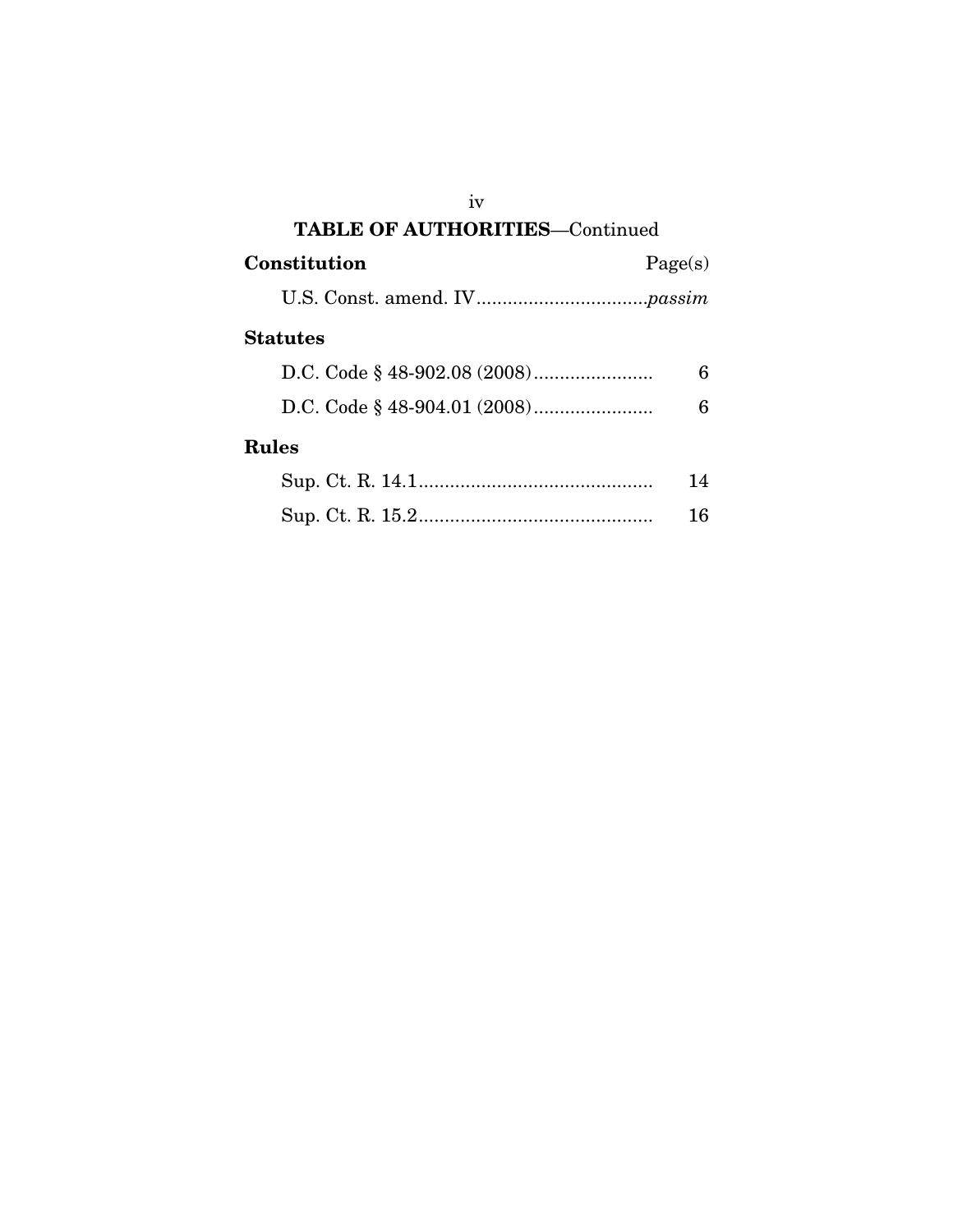## TABLE OF AUTHORITIES—Continued

| Constitution | Page(s) |
|---|---|
| U.S. Const. amend. IV | *passim* |
| **Statutes** | |
| D.C. Code § 48-902.08 (2008) | 6 |
| D.C. Code § 48-904.01 (2008) | 6 |
| **Rules** | |
| Sup. Ct. R. 14.1 | 14 |
| Sup. Ct. R. 15.2 | 16 |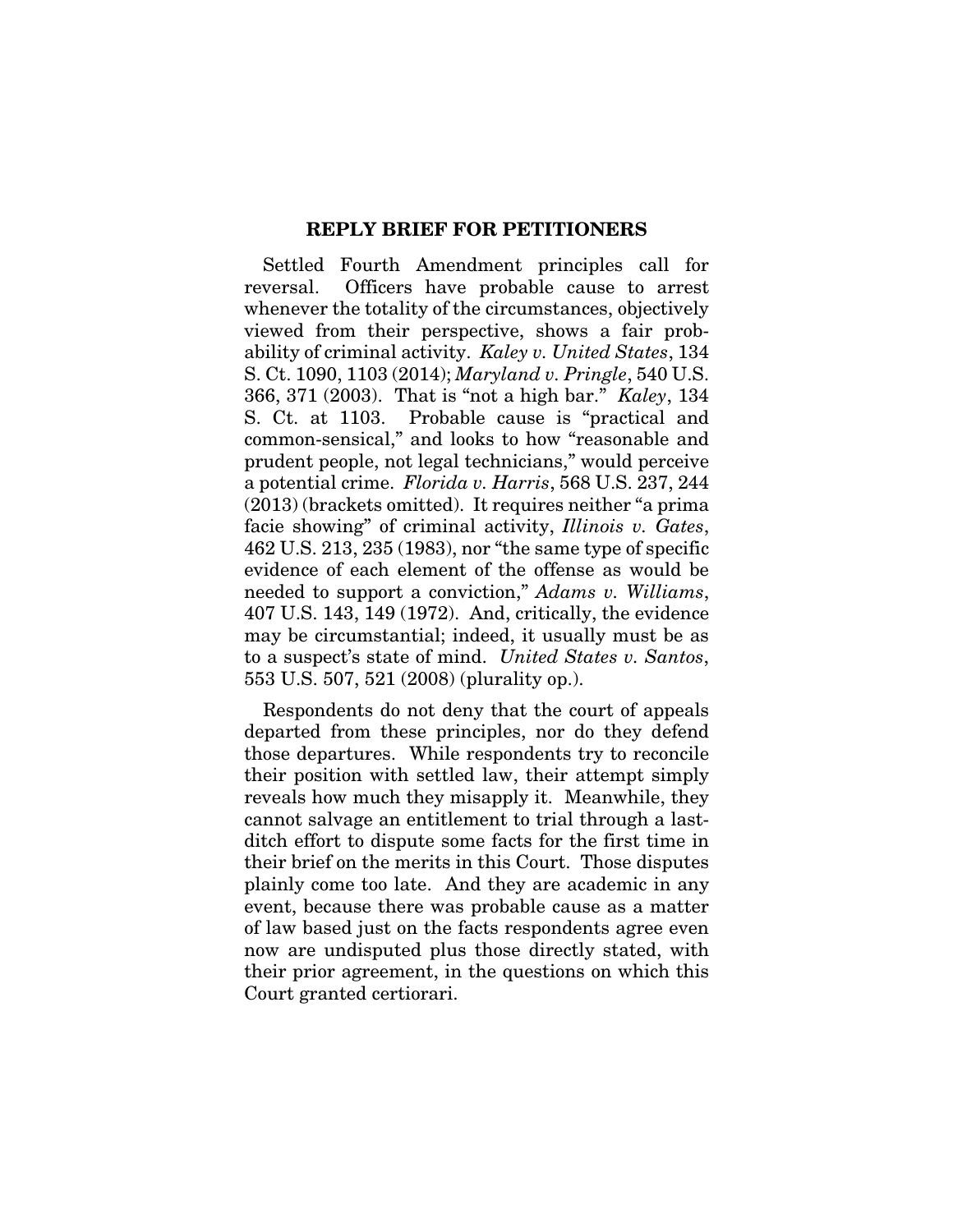## REPLY BRIEF FOR PETITIONERS

Settled Fourth Amendment principles call for reversal. Officers have probable cause to arrest whenever the totality of the circumstances, objectively viewed from their perspective, shows a fair probability of criminal activity. *Kaley v. United States*, 134 S. Ct. 1090, 1103 (2014); *Maryland v. Pringle*, 540 U.S. 366, 371 (2003). That is "not a high bar." *Kaley*, 134 S. Ct. at 1103. Probable cause is "practical and common-sensical," and looks to how "reasonable and prudent people, not legal technicians," would perceive a potential crime. *Florida v. Harris*, 568 U.S. 237, 244 (2013) (brackets omitted). It requires neither "a prima facie showing" of criminal activity, *Illinois v. Gates*, 462 U.S. 213, 235 (1983), nor "the same type of specific evidence of each element of the offense as would be needed to support a conviction," *Adams v. Williams*, 407 U.S. 143, 149 (1972). And, critically, the evidence may be circumstantial; indeed, it usually must be as to a suspect's state of mind. *United States v. Santos*, 553 U.S. 507, 521 (2008) (plurality op.).

Respondents do not deny that the court of appeals departed from these principles, nor do they defend those departures. While respondents try to reconcile their position with settled law, their attempt simply reveals how much they misapply it. Meanwhile, they cannot salvage an entitlement to trial through a last-ditch effort to dispute some facts for the first time in their brief on the merits in this Court. Those disputes plainly come too late. And they are academic in any event, because there was probable cause as a matter of law based just on the facts respondents agree even now are undisputed plus those directly stated, with their prior agreement, in the questions on which this Court granted certiorari.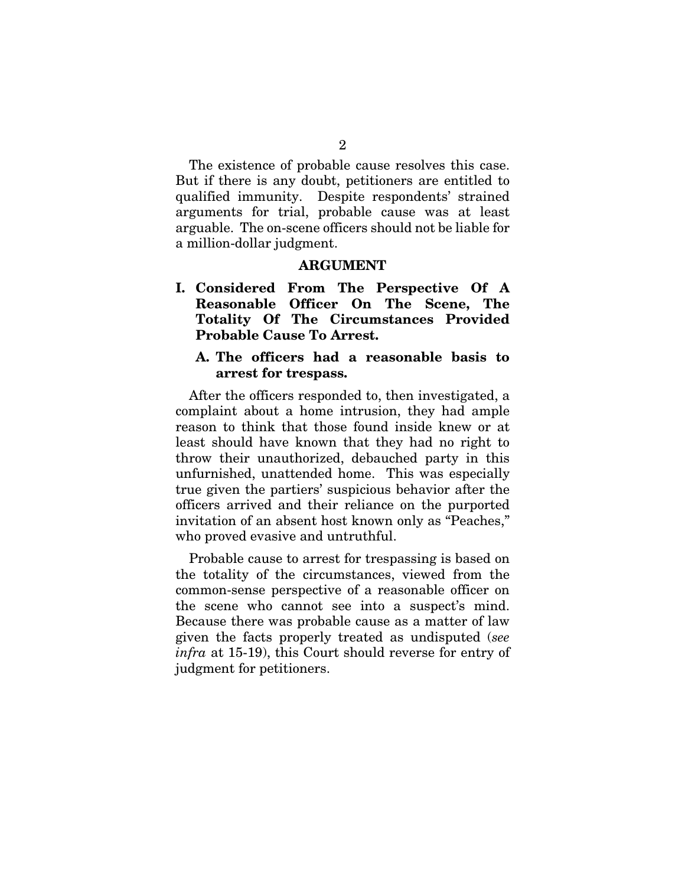The existence of probable cause resolves this case. But if there is any doubt, petitioners are entitled to qualified immunity. Despite respondents' strained arguments for trial, probable cause was at least arguable. The on-scene officers should not be liable for a million-dollar judgment.

## ARGUMENT

### I. Considered From The Perspective Of A Reasonable Officer On The Scene, The Totality Of The Circumstances Provided Probable Cause To Arrest.

#### A. The officers had a reasonable basis to arrest for trespass.

After the officers responded to, then investigated, a complaint about a home intrusion, they had ample reason to think that those found inside knew or at least should have known that they had no right to throw their unauthorized, debauched party in this unfurnished, unattended home. This was especially true given the partiers' suspicious behavior after the officers arrived and their reliance on the purported invitation of an absent host known only as "Peaches," who proved evasive and untruthful.

Probable cause to arrest for trespassing is based on the totality of the circumstances, viewed from the common-sense perspective of a reasonable officer on the scene who cannot see into a suspect's mind. Because there was probable cause as a matter of law given the facts properly treated as undisputed (*see infra* at 15-19), this Court should reverse for entry of judgment for petitioners.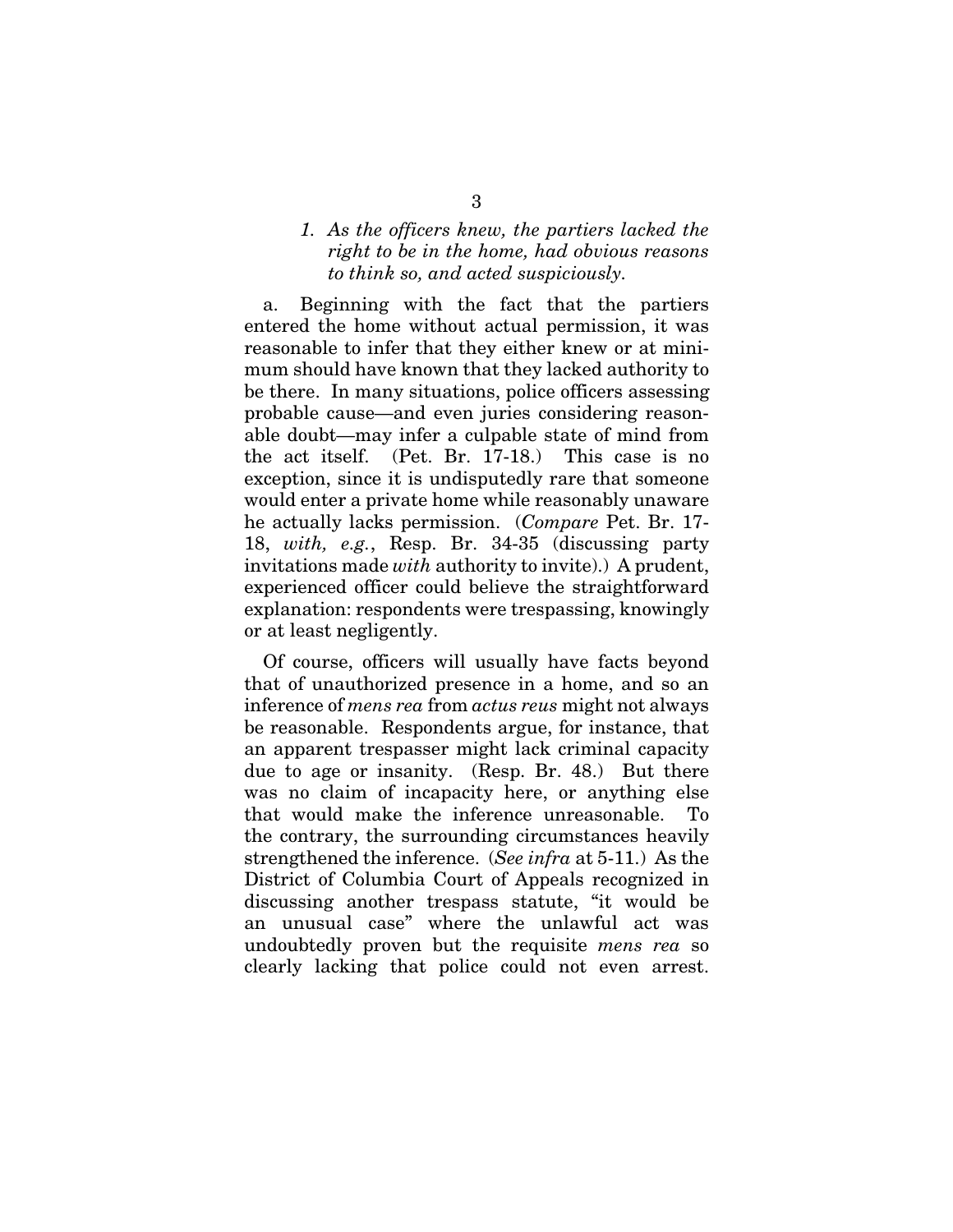### *1. As the officers knew, the partiers lacked the right to be in the home, had obvious reasons to think so, and acted suspiciously.*

a. Beginning with the fact that the partiers entered the home without actual permission, it was reasonable to infer that they either knew or at minimum should have known that they lacked authority to be there. In many situations, police officers assessing probable cause—and even juries considering reasonable doubt—may infer a culpable state of mind from the act itself. (Pet. Br. 17-18.) This case is no exception, since it is undisputedly rare that someone would enter a private home while reasonably unaware he actually lacks permission. (*Compare* Pet. Br. 17-18, *with, e.g.*, Resp. Br. 34-35 (discussing party invitations made *with* authority to invite).) A prudent, experienced officer could believe the straightforward explanation: respondents were trespassing, knowingly or at least negligently.

Of course, officers will usually have facts beyond that of unauthorized presence in a home, and so an inference of *mens rea* from *actus reus* might not always be reasonable. Respondents argue, for instance, that an apparent trespasser might lack criminal capacity due to age or insanity. (Resp. Br. 48.) But there was no claim of incapacity here, or anything else that would make the inference unreasonable. To the contrary, the surrounding circumstances heavily strengthened the inference. (*See infra* at 5-11.) As the District of Columbia Court of Appeals recognized in discussing another trespass statute, "it would be an unusual case" where the unlawful act was undoubtedly proven but the requisite *mens rea* so clearly lacking that police could not even arrest.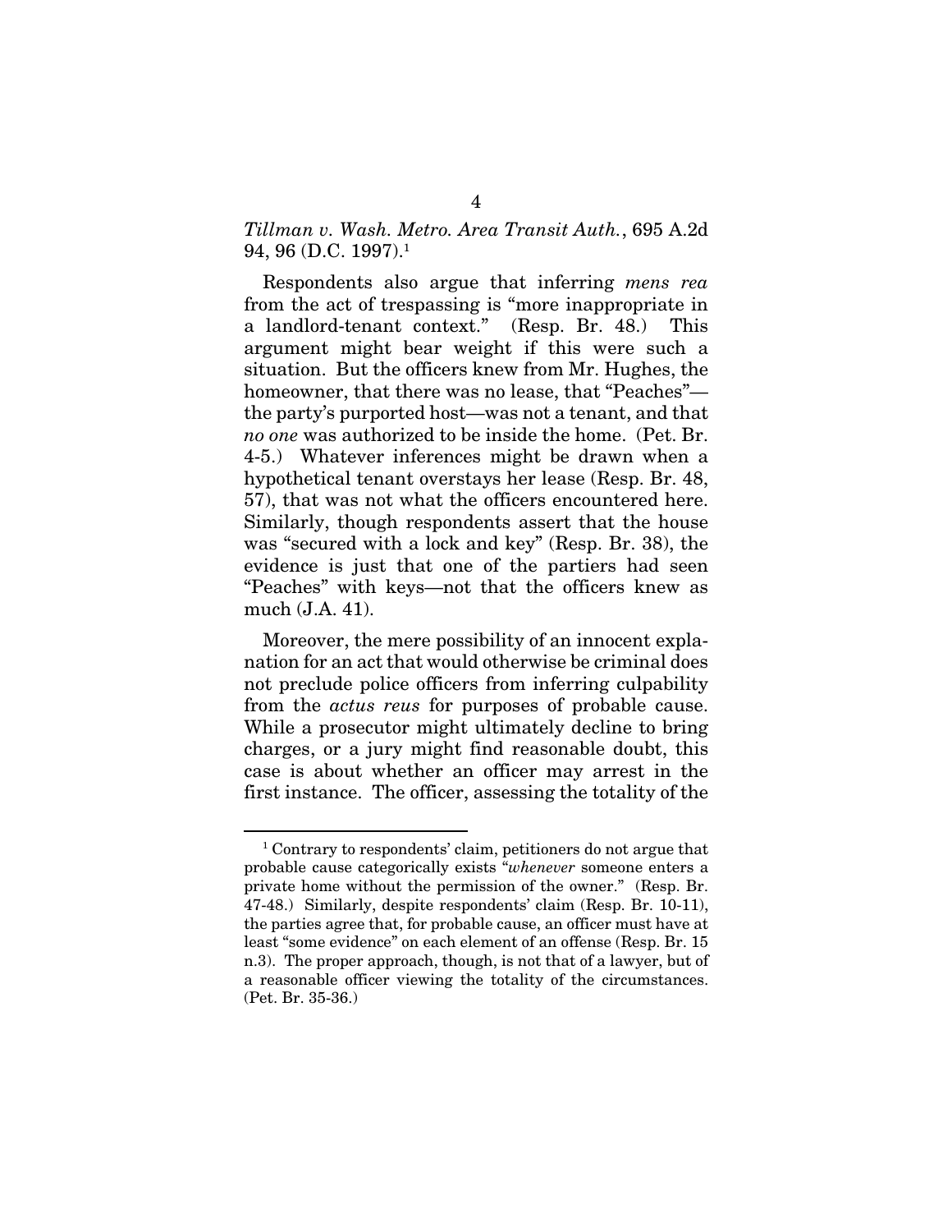*Tillman v. Wash. Metro. Area Transit Auth.*, 695 A.2d 94, 96 (D.C. 1997).[1]

Respondents also argue that inferring *mens rea* from the act of trespassing is "more inappropriate in a landlord-tenant context." (Resp. Br. 48.) This argument might bear weight if this were such a situation. But the officers knew from Mr. Hughes, the homeowner, that there was no lease, that "Peaches"—the party's purported host—was not a tenant, and that *no one* was authorized to be inside the home. (Pet. Br. 4-5.) Whatever inferences might be drawn when a hypothetical tenant overstays her lease (Resp. Br. 48, 57), that was not what the officers encountered here. Similarly, though respondents assert that the house was "secured with a lock and key" (Resp. Br. 38), the evidence is just that one of the partiers had seen "Peaches" with keys—not that the officers knew as much (J.A. 41).

Moreover, the mere possibility of an innocent explanation for an act that would otherwise be criminal does not preclude police officers from inferring culpability from the *actus reus* for purposes of probable cause. While a prosecutor might ultimately decline to bring charges, or a jury might find reasonable doubt, this case is about whether an officer may arrest in the first instance. The officer, assessing the totality of the

---

[1] Contrary to respondents' claim, petitioners do not argue that probable cause categorically exists "*whenever* someone enters a private home without the permission of the owner." (Resp. Br. 47-48.) Similarly, despite respondents' claim (Resp. Br. 10-11), the parties agree that, for probable cause, an officer must have at least "some evidence" on each element of an offense (Resp. Br. 15 n.3). The proper approach, though, is not that of a lawyer, but of a reasonable officer viewing the totality of the circumstances. (Pet. Br. 35-36.)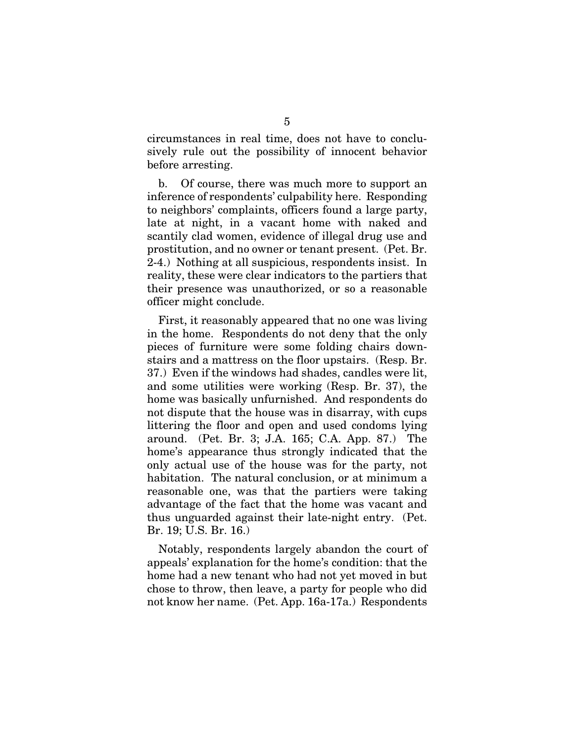circumstances in real time, does not have to conclusively rule out the possibility of innocent behavior before arresting.

b. Of course, there was much more to support an inference of respondents' culpability here. Responding to neighbors' complaints, officers found a large party, late at night, in a vacant home with naked and scantily clad women, evidence of illegal drug use and prostitution, and no owner or tenant present. (Pet. Br. 2-4.) Nothing at all suspicious, respondents insist. In reality, these were clear indicators to the partiers that their presence was unauthorized, or so a reasonable officer might conclude.

First, it reasonably appeared that no one was living in the home. Respondents do not deny that the only pieces of furniture were some folding chairs downstairs and a mattress on the floor upstairs. (Resp. Br. 37.) Even if the windows had shades, candles were lit, and some utilities were working (Resp. Br. 37), the home was basically unfurnished. And respondents do not dispute that the house was in disarray, with cups littering the floor and open and used condoms lying around. (Pet. Br. 3; J.A. 165; C.A. App. 87.) The home's appearance thus strongly indicated that the only actual use of the house was for the party, not habitation. The natural conclusion, or at minimum a reasonable one, was that the partiers were taking advantage of the fact that the home was vacant and thus unguarded against their late-night entry. (Pet. Br. 19; U.S. Br. 16.)

Notably, respondents largely abandon the court of appeals' explanation for the home's condition: that the home had a new tenant who had not yet moved in but chose to throw, then leave, a party for people who did not know her name. (Pet. App. 16a-17a.) Respondents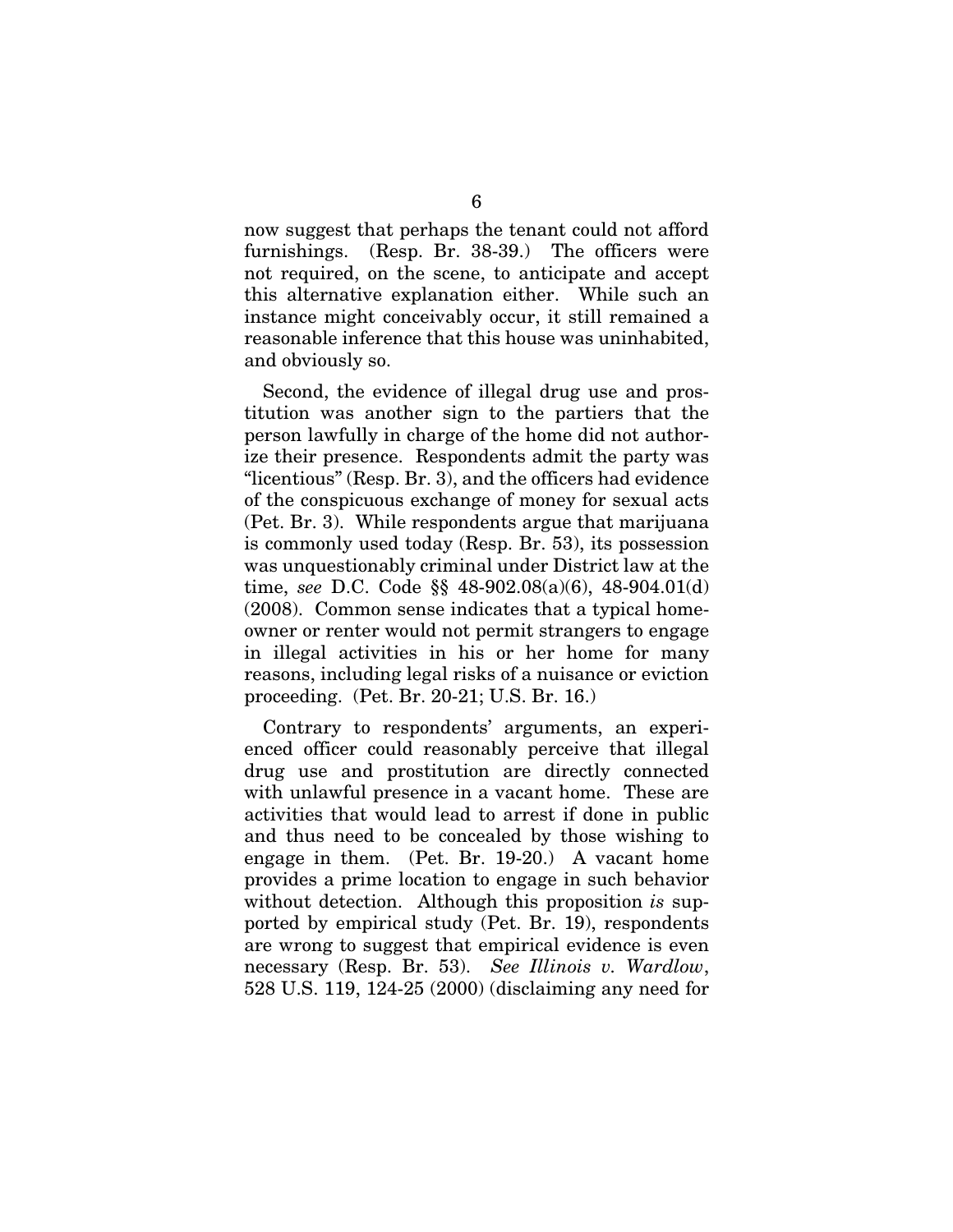now suggest that perhaps the tenant could not afford furnishings. (Resp. Br. 38-39.) The officers were not required, on the scene, to anticipate and accept this alternative explanation either. While such an instance might conceivably occur, it still remained a reasonable inference that this house was uninhabited, and obviously so.

Second, the evidence of illegal drug use and prostitution was another sign to the partiers that the person lawfully in charge of the home did not authorize their presence. Respondents admit the party was "licentious" (Resp. Br. 3), and the officers had evidence of the conspicuous exchange of money for sexual acts (Pet. Br. 3). While respondents argue that marijuana is commonly used today (Resp. Br. 53), its possession was unquestionably criminal under District law at the time, *see* D.C. Code §§ 48-902.08(a)(6), 48-904.01(d) (2008). Common sense indicates that a typical homeowner or renter would not permit strangers to engage in illegal activities in his or her home for many reasons, including legal risks of a nuisance or eviction proceeding. (Pet. Br. 20-21; U.S. Br. 16.)

Contrary to respondents' arguments, an experienced officer could reasonably perceive that illegal drug use and prostitution are directly connected with unlawful presence in a vacant home. These are activities that would lead to arrest if done in public and thus need to be concealed by those wishing to engage in them. (Pet. Br. 19-20.) A vacant home provides a prime location to engage in such behavior without detection. Although this proposition *is* supported by empirical study (Pet. Br. 19), respondents are wrong to suggest that empirical evidence is even necessary (Resp. Br. 53). *See Illinois v. Wardlow*, 528 U.S. 119, 124-25 (2000) (disclaiming any need for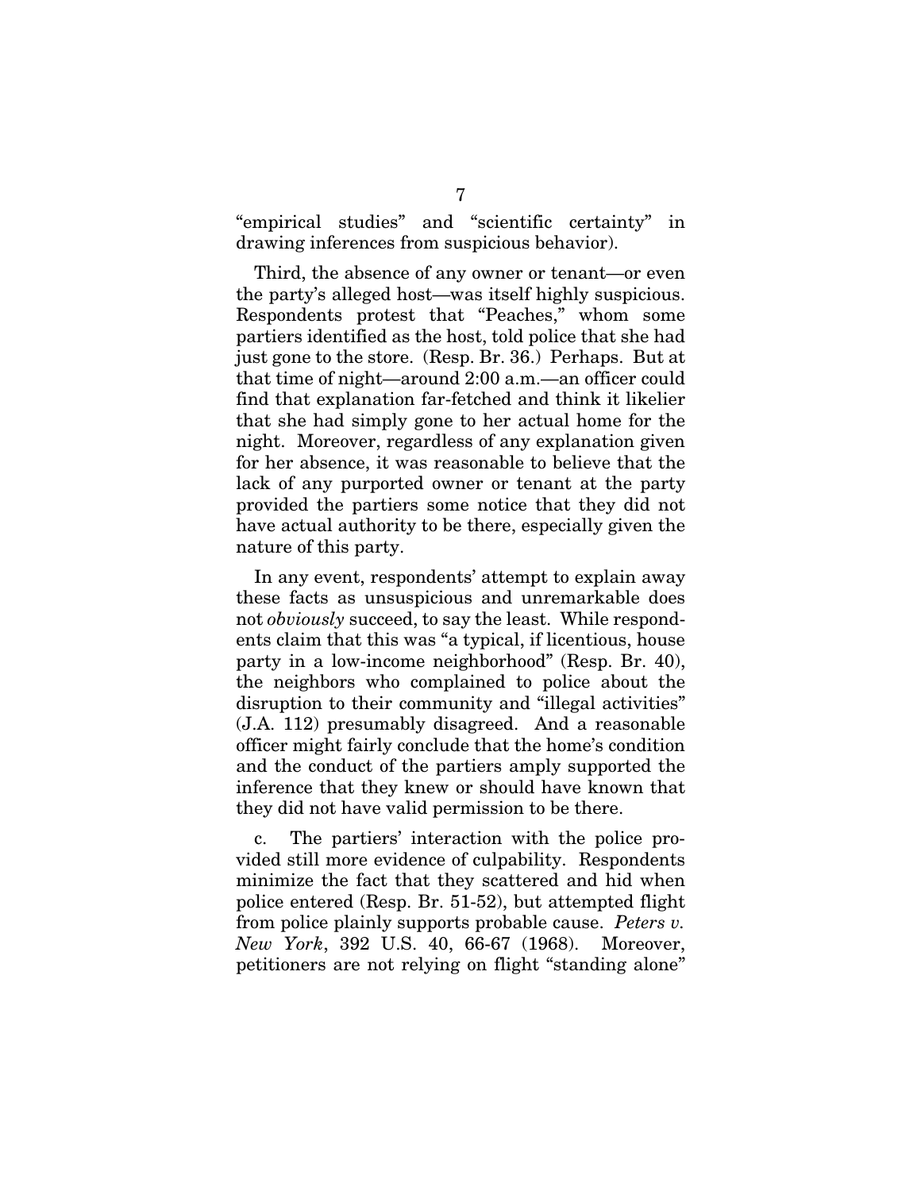"empirical studies" and "scientific certainty" in drawing inferences from suspicious behavior).

Third, the absence of any owner or tenant—or even the party's alleged host—was itself highly suspicious. Respondents protest that "Peaches," whom some partiers identified as the host, told police that she had just gone to the store. (Resp. Br. 36.) Perhaps. But at that time of night—around 2:00 a.m.—an officer could find that explanation far-fetched and think it likelier that she had simply gone to her actual home for the night. Moreover, regardless of any explanation given for her absence, it was reasonable to believe that the lack of any purported owner or tenant at the party provided the partiers some notice that they did not have actual authority to be there, especially given the nature of this party.

In any event, respondents' attempt to explain away these facts as unsuspicious and unremarkable does not *obviously* succeed, to say the least. While respondents claim that this was "a typical, if licentious, house party in a low-income neighborhood" (Resp. Br. 40), the neighbors who complained to police about the disruption to their community and "illegal activities" (J.A. 112) presumably disagreed. And a reasonable officer might fairly conclude that the home's condition and the conduct of the partiers amply supported the inference that they knew or should have known that they did not have valid permission to be there.

c. The partiers' interaction with the police provided still more evidence of culpability. Respondents minimize the fact that they scattered and hid when police entered (Resp. Br. 51-52), but attempted flight from police plainly supports probable cause. *Peters v. New York*, 392 U.S. 40, 66-67 (1968). Moreover, petitioners are not relying on flight "standing alone"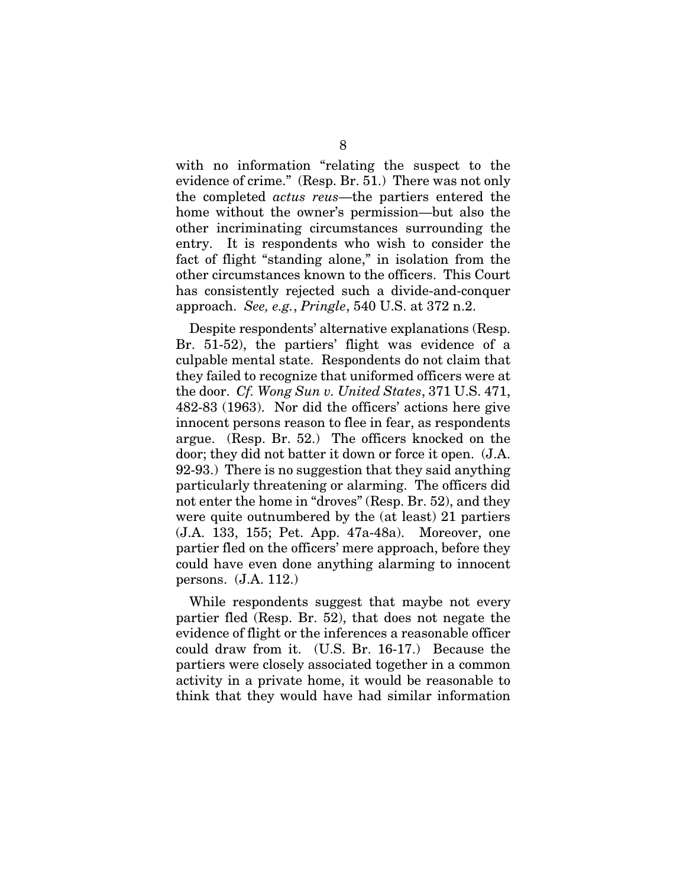with no information "relating the suspect to the evidence of crime." (Resp. Br. 51.) There was not only the completed *actus reus*—the partiers entered the home without the owner's permission—but also the other incriminating circumstances surrounding the entry. It is respondents who wish to consider the fact of flight "standing alone," in isolation from the other circumstances known to the officers. This Court has consistently rejected such a divide-and-conquer approach. *See, e.g.*, *Pringle*, 540 U.S. at 372 n.2.

Despite respondents' alternative explanations (Resp. Br. 51-52), the partiers' flight was evidence of a culpable mental state. Respondents do not claim that they failed to recognize that uniformed officers were at the door. *Cf. Wong Sun v. United States*, 371 U.S. 471, 482-83 (1963). Nor did the officers' actions here give innocent persons reason to flee in fear, as respondents argue. (Resp. Br. 52.) The officers knocked on the door; they did not batter it down or force it open. (J.A. 92-93.) There is no suggestion that they said anything particularly threatening or alarming. The officers did not enter the home in "droves" (Resp. Br. 52), and they were quite outnumbered by the (at least) 21 partiers (J.A. 133, 155; Pet. App. 47a-48a). Moreover, one partier fled on the officers' mere approach, before they could have even done anything alarming to innocent persons. (J.A. 112.)

While respondents suggest that maybe not every partier fled (Resp. Br. 52), that does not negate the evidence of flight or the inferences a reasonable officer could draw from it. (U.S. Br. 16-17.) Because the partiers were closely associated together in a common activity in a private home, it would be reasonable to think that they would have had similar information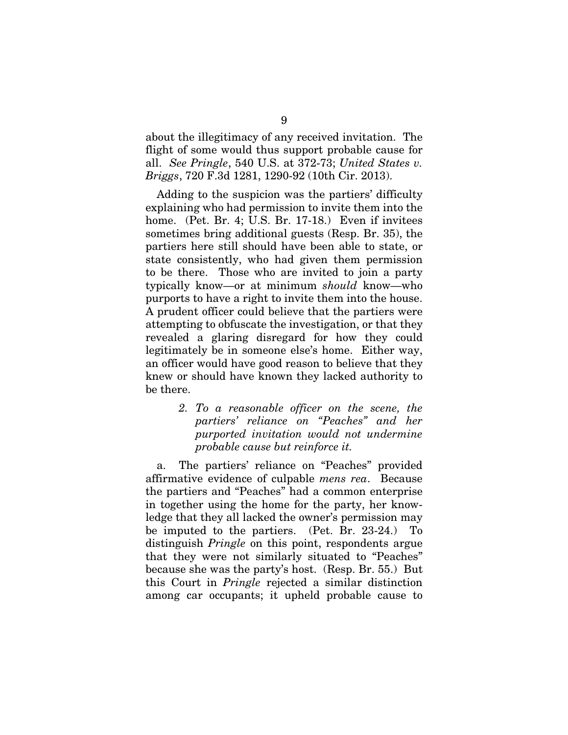about the illegitimacy of any received invitation. The flight of some would thus support probable cause for all. *See Pringle*, 540 U.S. at 372-73; *United States v. Briggs*, 720 F.3d 1281, 1290-92 (10th Cir. 2013).

Adding to the suspicion was the partiers' difficulty explaining who had permission to invite them into the home. (Pet. Br. 4; U.S. Br. 17-18.) Even if invitees sometimes bring additional guests (Resp. Br. 35), the partiers here still should have been able to state, or state consistently, who had given them permission to be there. Those who are invited to join a party typically know—or at minimum *should* know—who purports to have a right to invite them into the house. A prudent officer could believe that the partiers were attempting to obfuscate the investigation, or that they revealed a glaring disregard for how they could legitimately be in someone else's home. Either way, an officer would have good reason to believe that they knew or should have known they lacked authority to be there.

*2. To a reasonable officer on the scene, the partiers' reliance on "Peaches" and her purported invitation would not undermine probable cause but reinforce it.*

a. The partiers' reliance on "Peaches" provided affirmative evidence of culpable *mens rea*. Because the partiers and "Peaches" had a common enterprise in together using the home for the party, her knowledge that they all lacked the owner's permission may be imputed to the partiers. (Pet. Br. 23-24.) To distinguish *Pringle* on this point, respondents argue that they were not similarly situated to "Peaches" because she was the party's host. (Resp. Br. 55.) But this Court in *Pringle* rejected a similar distinction among car occupants; it upheld probable cause to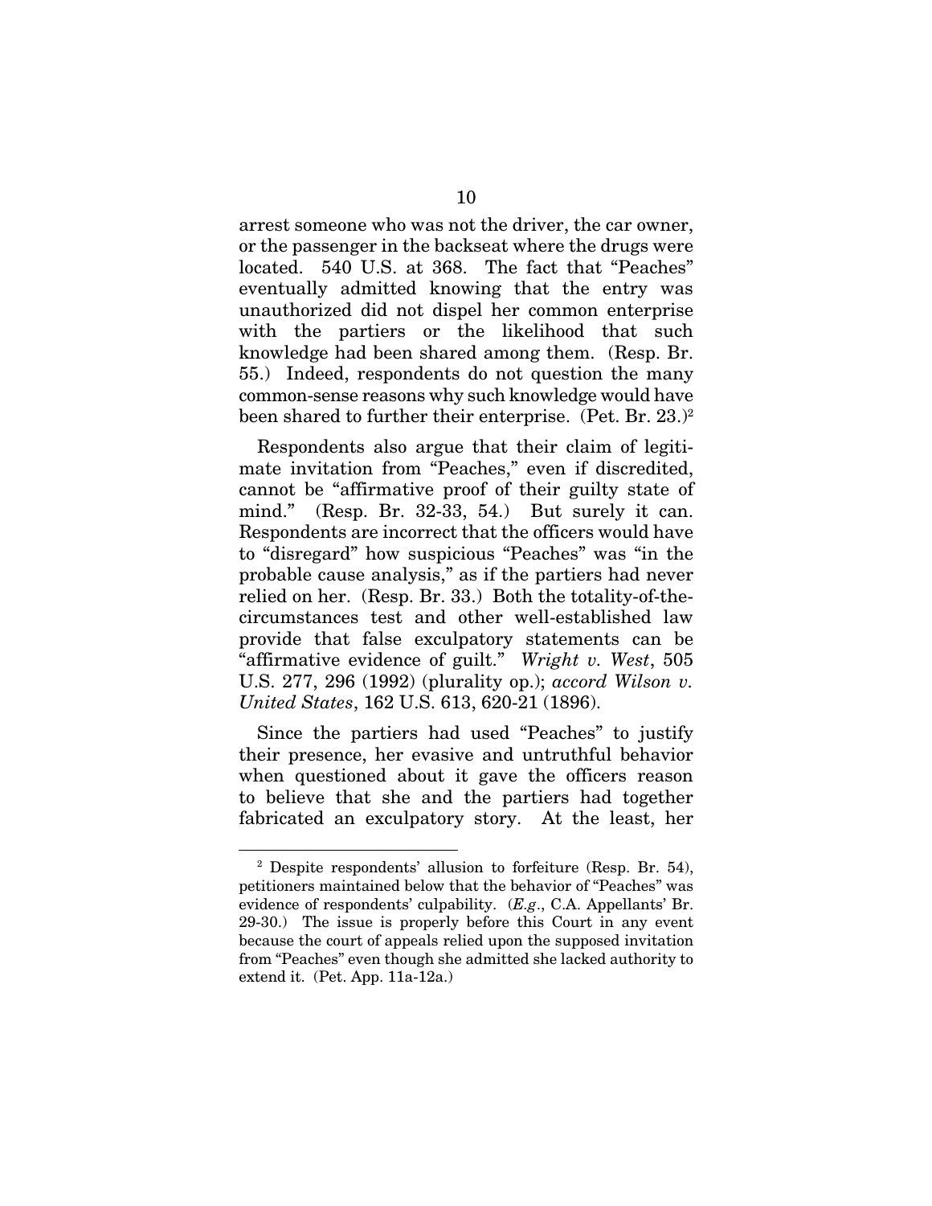arrest someone who was not the driver, the car owner, or the passenger in the backseat where the drugs were located. 540 U.S. at 368. The fact that "Peaches" eventually admitted knowing that the entry was unauthorized did not dispel her common enterprise with the partiers or the likelihood that such knowledge had been shared among them. (Resp. Br. 55.) Indeed, respondents do not question the many common-sense reasons why such knowledge would have been shared to further their enterprise. (Pet. Br. 23.)[2]

Respondents also argue that their claim of legitimate invitation from "Peaches," even if discredited, cannot be "affirmative proof of their guilty state of mind." (Resp. Br. 32-33, 54.) But surely it can. Respondents are incorrect that the officers would have to "disregard" how suspicious "Peaches" was "in the probable cause analysis," as if the partiers had never relied on her. (Resp. Br. 33.) Both the totality-of-the-circumstances test and other well-established law provide that false exculpatory statements can be "affirmative evidence of guilt." *Wright v. West*, 505 U.S. 277, 296 (1992) (plurality op.); *accord Wilson v. United States*, 162 U.S. 613, 620-21 (1896).

Since the partiers had used "Peaches" to justify their presence, her evasive and untruthful behavior when questioned about it gave the officers reason to believe that she and the partiers had together fabricated an exculpatory story. At the least, her

---

[2] Despite respondents' allusion to forfeiture (Resp. Br. 54), petitioners maintained below that the behavior of "Peaches" was evidence of respondents' culpability. (*E.g*., C.A. Appellants' Br. 29-30.) The issue is properly before this Court in any event because the court of appeals relied upon the supposed invitation from "Peaches" even though she admitted she lacked authority to extend it. (Pet. App. 11a-12a.)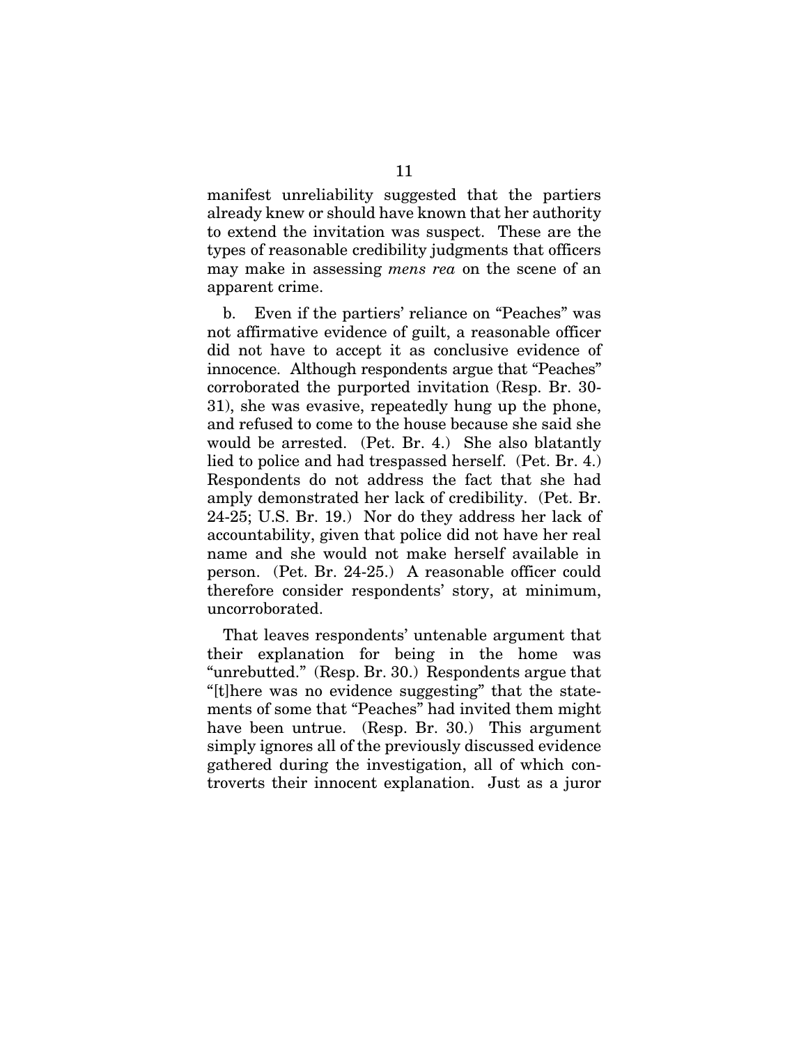manifest unreliability suggested that the partiers already knew or should have known that her authority to extend the invitation was suspect. These are the types of reasonable credibility judgments that officers may make in assessing *mens rea* on the scene of an apparent crime.

b. Even if the partiers' reliance on "Peaches" was not affirmative evidence of guilt, a reasonable officer did not have to accept it as conclusive evidence of innocence. Although respondents argue that "Peaches" corroborated the purported invitation (Resp. Br. 30-31), she was evasive, repeatedly hung up the phone, and refused to come to the house because she said she would be arrested. (Pet. Br. 4.) She also blatantly lied to police and had trespassed herself. (Pet. Br. 4.) Respondents do not address the fact that she had amply demonstrated her lack of credibility. (Pet. Br. 24-25; U.S. Br. 19.) Nor do they address her lack of accountability, given that police did not have her real name and she would not make herself available in person. (Pet. Br. 24-25.) A reasonable officer could therefore consider respondents' story, at minimum, uncorroborated.

That leaves respondents' untenable argument that their explanation for being in the home was "unrebutted." (Resp. Br. 30.) Respondents argue that "[t]here was no evidence suggesting" that the statements of some that "Peaches" had invited them might have been untrue. (Resp. Br. 30.) This argument simply ignores all of the previously discussed evidence gathered during the investigation, all of which controverts their innocent explanation. Just as a juror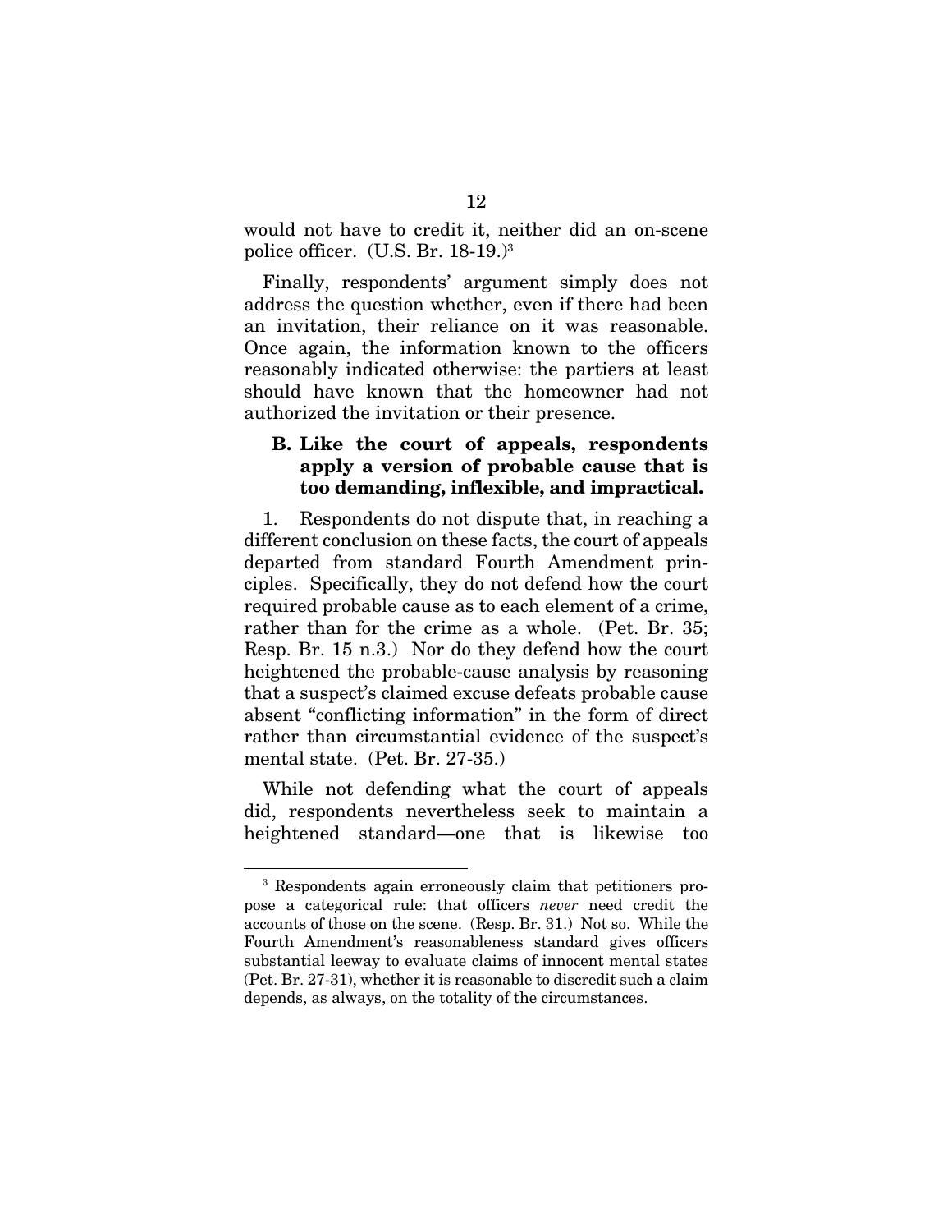would not have to credit it, neither did an on-scene police officer. (U.S. Br. 18-19.)[3]

Finally, respondents' argument simply does not address the question whether, even if there had been an invitation, their reliance on it was reasonable. Once again, the information known to the officers reasonably indicated otherwise: the partiers at least should have known that the homeowner had not authorized the invitation or their presence.

### B. Like the court of appeals, respondents apply a version of probable cause that is too demanding, inflexible, and impractical.

1. Respondents do not dispute that, in reaching a different conclusion on these facts, the court of appeals departed from standard Fourth Amendment principles. Specifically, they do not defend how the court required probable cause as to each element of a crime, rather than for the crime as a whole. (Pet. Br. 35; Resp. Br. 15 n.3.) Nor do they defend how the court heightened the probable-cause analysis by reasoning that a suspect's claimed excuse defeats probable cause absent "conflicting information" in the form of direct rather than circumstantial evidence of the suspect's mental state. (Pet. Br. 27-35.)

While not defending what the court of appeals did, respondents nevertheless seek to maintain a heightened standard—one that is likewise too

---

[3] Respondents again erroneously claim that petitioners propose a categorical rule: that officers *never* need credit the accounts of those on the scene. (Resp. Br. 31.) Not so. While the Fourth Amendment's reasonableness standard gives officers substantial leeway to evaluate claims of innocent mental states (Pet. Br. 27-31), whether it is reasonable to discredit such a claim depends, as always, on the totality of the circumstances.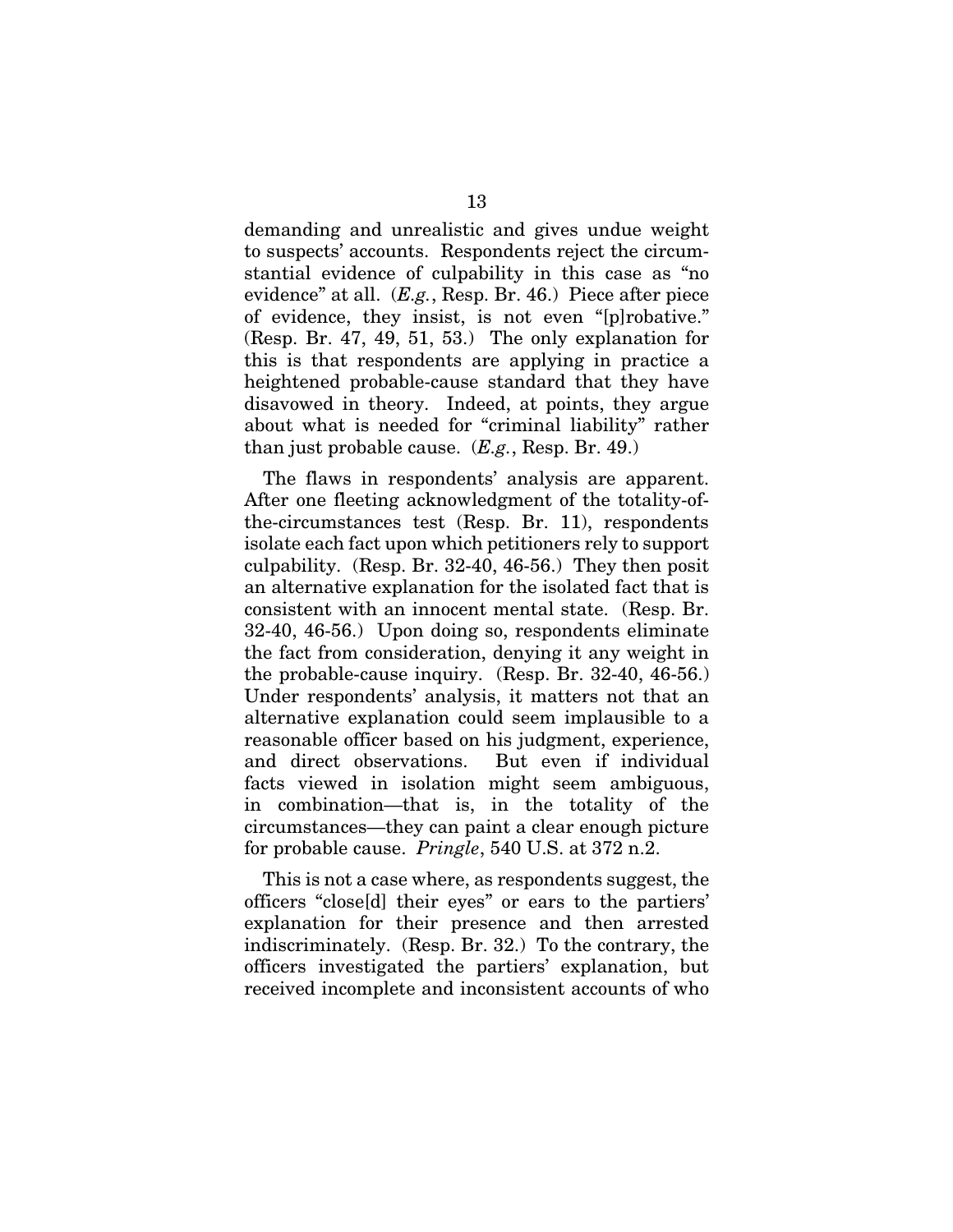demanding and unrealistic and gives undue weight to suspects' accounts. Respondents reject the circumstantial evidence of culpability in this case as "no evidence" at all. (*E.g.*, Resp. Br. 46.) Piece after piece of evidence, they insist, is not even "[p]robative." (Resp. Br. 47, 49, 51, 53.) The only explanation for this is that respondents are applying in practice a heightened probable-cause standard that they have disavowed in theory. Indeed, at points, they argue about what is needed for "criminal liability" rather than just probable cause. (*E.g.*, Resp. Br. 49.)

The flaws in respondents' analysis are apparent. After one fleeting acknowledgment of the totality-of-the-circumstances test (Resp. Br. 11), respondents isolate each fact upon which petitioners rely to support culpability. (Resp. Br. 32-40, 46-56.) They then posit an alternative explanation for the isolated fact that is consistent with an innocent mental state. (Resp. Br. 32-40, 46-56.) Upon doing so, respondents eliminate the fact from consideration, denying it any weight in the probable-cause inquiry. (Resp. Br. 32-40, 46-56.) Under respondents' analysis, it matters not that an alternative explanation could seem implausible to a reasonable officer based on his judgment, experience, and direct observations. But even if individual facts viewed in isolation might seem ambiguous, in combination—that is, in the totality of the circumstances—they can paint a clear enough picture for probable cause. *Pringle*, 540 U.S. at 372 n.2.

This is not a case where, as respondents suggest, the officers "close[d] their eyes" or ears to the partiers' explanation for their presence and then arrested indiscriminately. (Resp. Br. 32.) To the contrary, the officers investigated the partiers' explanation, but received incomplete and inconsistent accounts of who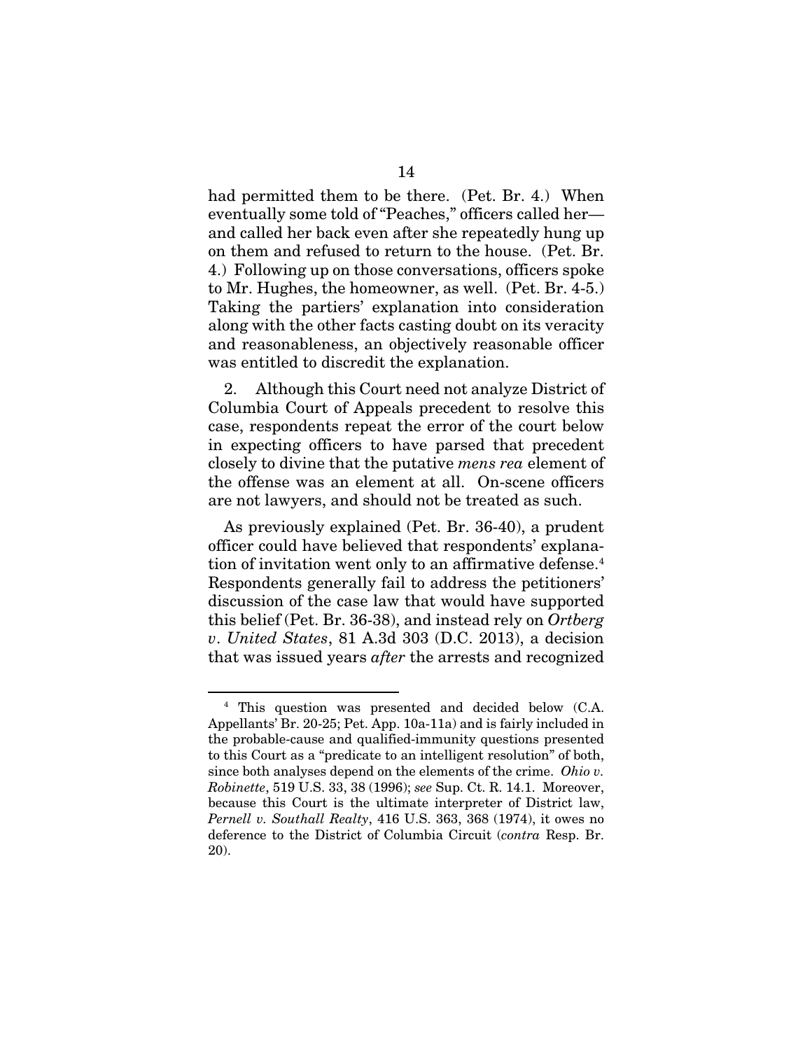had permitted them to be there. (Pet. Br. 4.) When eventually some told of "Peaches," officers called her—and called her back even after she repeatedly hung up on them and refused to return to the house. (Pet. Br. 4.) Following up on those conversations, officers spoke to Mr. Hughes, the homeowner, as well. (Pet. Br. 4-5.) Taking the partiers' explanation into consideration along with the other facts casting doubt on its veracity and reasonableness, an objectively reasonable officer was entitled to discredit the explanation.

2. Although this Court need not analyze District of Columbia Court of Appeals precedent to resolve this case, respondents repeat the error of the court below in expecting officers to have parsed that precedent closely to divine that the putative *mens rea* element of the offense was an element at all. On-scene officers are not lawyers, and should not be treated as such.

As previously explained (Pet. Br. 36-40), a prudent officer could have believed that respondents' explanation of invitation went only to an affirmative defense.[4] Respondents generally fail to address the petitioners' discussion of the case law that would have supported this belief (Pet. Br. 36-38), and instead rely on *Ortberg v. United States*, 81 A.3d 303 (D.C. 2013), a decision that was issued years *after* the arrests and recognized

---

[4] This question was presented and decided below (C.A. Appellants' Br. 20-25; Pet. App. 10a-11a) and is fairly included in the probable-cause and qualified-immunity questions presented to this Court as a "predicate to an intelligent resolution" of both, since both analyses depend on the elements of the crime. *Ohio v. Robinette*, 519 U.S. 33, 38 (1996); *see* Sup. Ct. R. 14.1. Moreover, because this Court is the ultimate interpreter of District law, *Pernell v. Southall Realty*, 416 U.S. 363, 368 (1974), it owes no deference to the District of Columbia Circuit (*contra* Resp. Br. 20).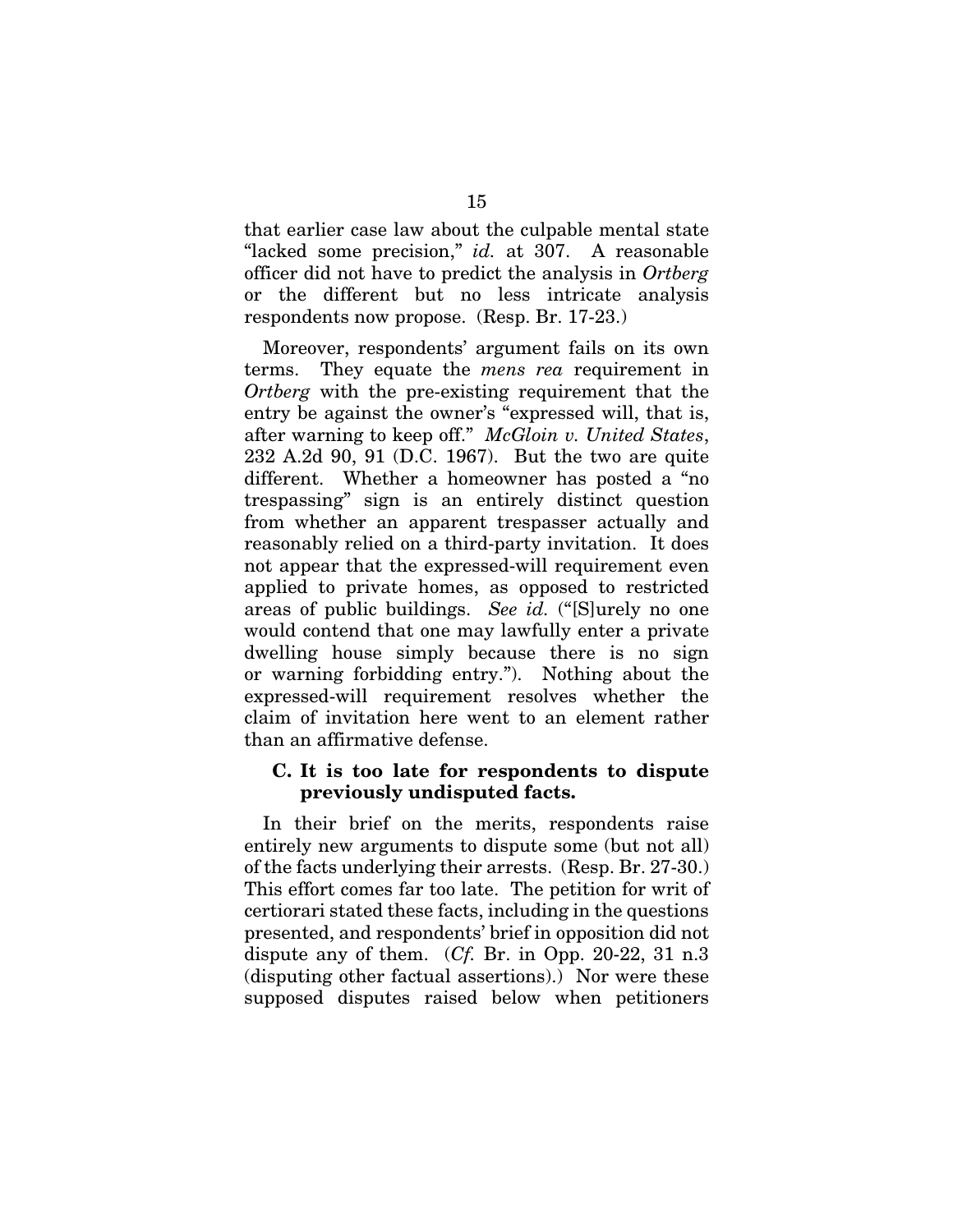that earlier case law about the culpable mental state "lacked some precision," *id.* at 307. A reasonable officer did not have to predict the analysis in *Ortberg* or the different but no less intricate analysis respondents now propose. (Resp. Br. 17-23.)

Moreover, respondents' argument fails on its own terms. They equate the *mens rea* requirement in *Ortberg* with the pre-existing requirement that the entry be against the owner's "expressed will, that is, after warning to keep off." *McGloin v. United States*, 232 A.2d 90, 91 (D.C. 1967). But the two are quite different. Whether a homeowner has posted a "no trespassing" sign is an entirely distinct question from whether an apparent trespasser actually and reasonably relied on a third-party invitation. It does not appear that the expressed-will requirement even applied to private homes, as opposed to restricted areas of public buildings. *See id.* ("[S]urely no one would contend that one may lawfully enter a private dwelling house simply because there is no sign or warning forbidding entry."). Nothing about the expressed-will requirement resolves whether the claim of invitation here went to an element rather than an affirmative defense.

### C. It is too late for respondents to dispute previously undisputed facts.

In their brief on the merits, respondents raise entirely new arguments to dispute some (but not all) of the facts underlying their arrests. (Resp. Br. 27-30.) This effort comes far too late. The petition for writ of certiorari stated these facts, including in the questions presented, and respondents' brief in opposition did not dispute any of them. (*Cf.* Br. in Opp. 20-22, 31 n.3 (disputing other factual assertions).) Nor were these supposed disputes raised below when petitioners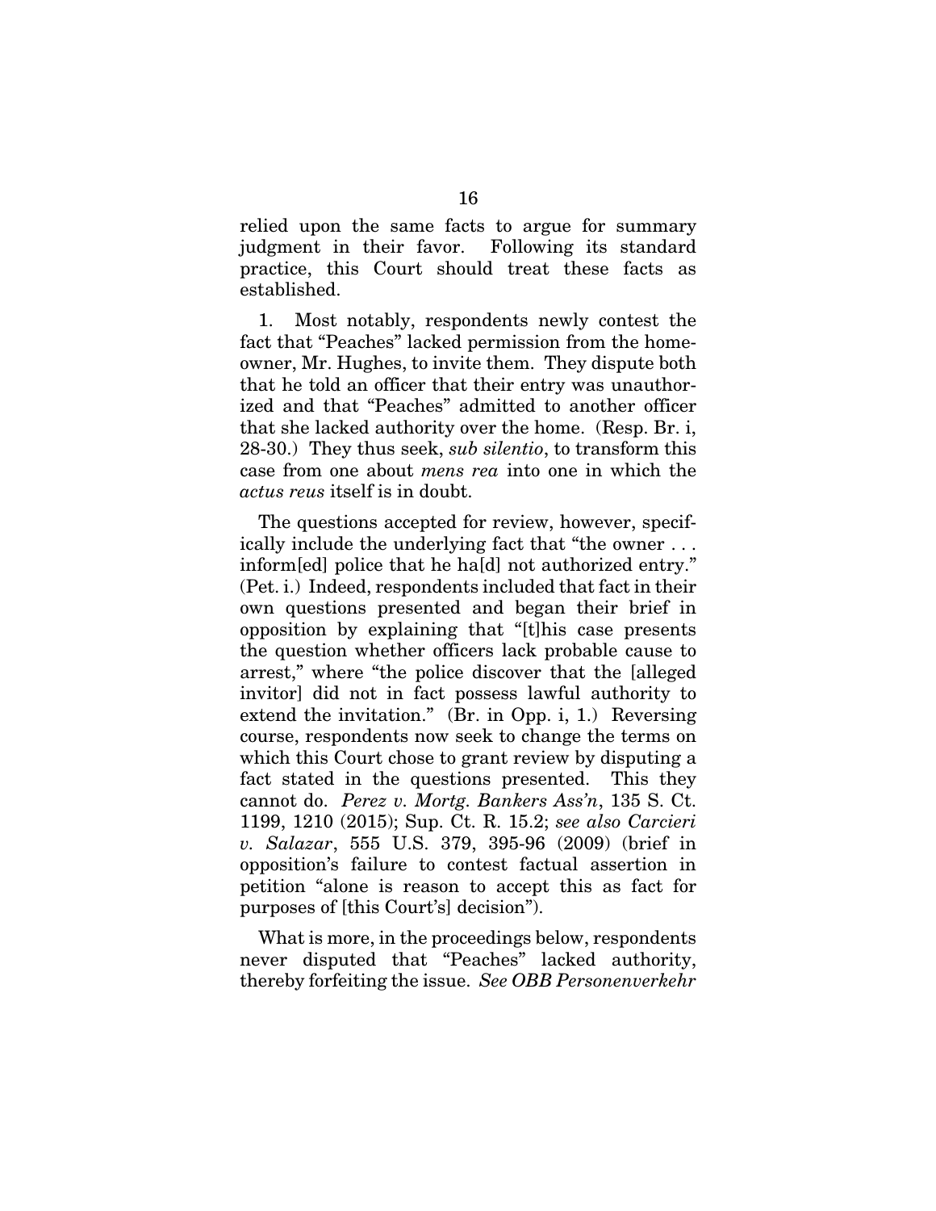relied upon the same facts to argue for summary judgment in their favor. Following its standard practice, this Court should treat these facts as established.

1. Most notably, respondents newly contest the fact that "Peaches" lacked permission from the homeowner, Mr. Hughes, to invite them. They dispute both that he told an officer that their entry was unauthorized and that "Peaches" admitted to another officer that she lacked authority over the home. (Resp. Br. i, 28-30.) They thus seek, *sub silentio*, to transform this case from one about *mens rea* into one in which the *actus reus* itself is in doubt.

The questions accepted for review, however, specifically include the underlying fact that "the owner . . . inform[ed] police that he ha[d] not authorized entry." (Pet. i.) Indeed, respondents included that fact in their own questions presented and began their brief in opposition by explaining that "[t]his case presents the question whether officers lack probable cause to arrest," where "the police discover that the [alleged invitor] did not in fact possess lawful authority to extend the invitation." (Br. in Opp. i, 1.) Reversing course, respondents now seek to change the terms on which this Court chose to grant review by disputing a fact stated in the questions presented. This they cannot do. *Perez v. Mortg. Bankers Ass'n*, 135 S. Ct. 1199, 1210 (2015); Sup. Ct. R. 15.2; *see also Carcieri v. Salazar*, 555 U.S. 379, 395-96 (2009) (brief in opposition's failure to contest factual assertion in petition "alone is reason to accept this as fact for purposes of [this Court's] decision").

What is more, in the proceedings below, respondents never disputed that "Peaches" lacked authority, thereby forfeiting the issue. *See OBB Personenverkehr*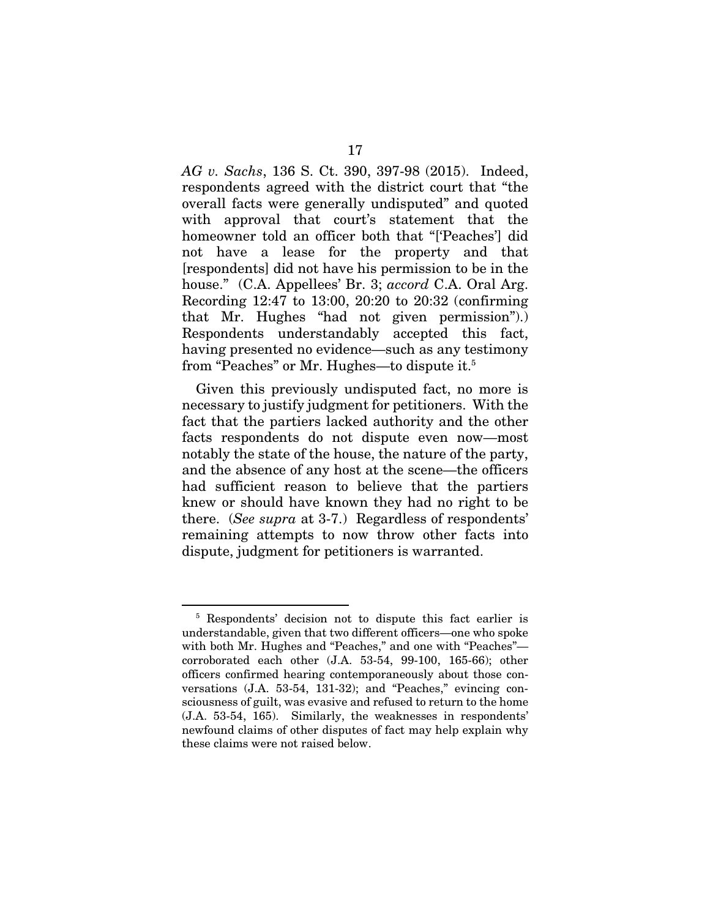*AG v. Sachs*, 136 S. Ct. 390, 397-98 (2015). Indeed, respondents agreed with the district court that "the overall facts were generally undisputed" and quoted with approval that court's statement that the homeowner told an officer both that "['Peaches'] did not have a lease for the property and that [respondents] did not have his permission to be in the house." (C.A. Appellees' Br. 3; *accord* C.A. Oral Arg. Recording 12:47 to 13:00, 20:20 to 20:32 (confirming that Mr. Hughes "had not given permission").) Respondents understandably accepted this fact, having presented no evidence—such as any testimony from "Peaches" or Mr. Hughes—to dispute it.[5]

Given this previously undisputed fact, no more is necessary to justify judgment for petitioners. With the fact that the partiers lacked authority and the other facts respondents do not dispute even now—most notably the state of the house, the nature of the party, and the absence of any host at the scene—the officers had sufficient reason to believe that the partiers knew or should have known they had no right to be there. (*See supra* at 3-7.) Regardless of respondents' remaining attempts to now throw other facts into dispute, judgment for petitioners is warranted.

---

[5] Respondents' decision not to dispute this fact earlier is understandable, given that two different officers—one who spoke with both Mr. Hughes and "Peaches," and one with "Peaches"—corroborated each other (J.A. 53-54, 99-100, 165-66); other officers confirmed hearing contemporaneously about those conversations (J.A. 53-54, 131-32); and "Peaches," evincing consciousness of guilt, was evasive and refused to return to the home (J.A. 53-54, 165). Similarly, the weaknesses in respondents' newfound claims of other disputes of fact may help explain why these claims were not raised below.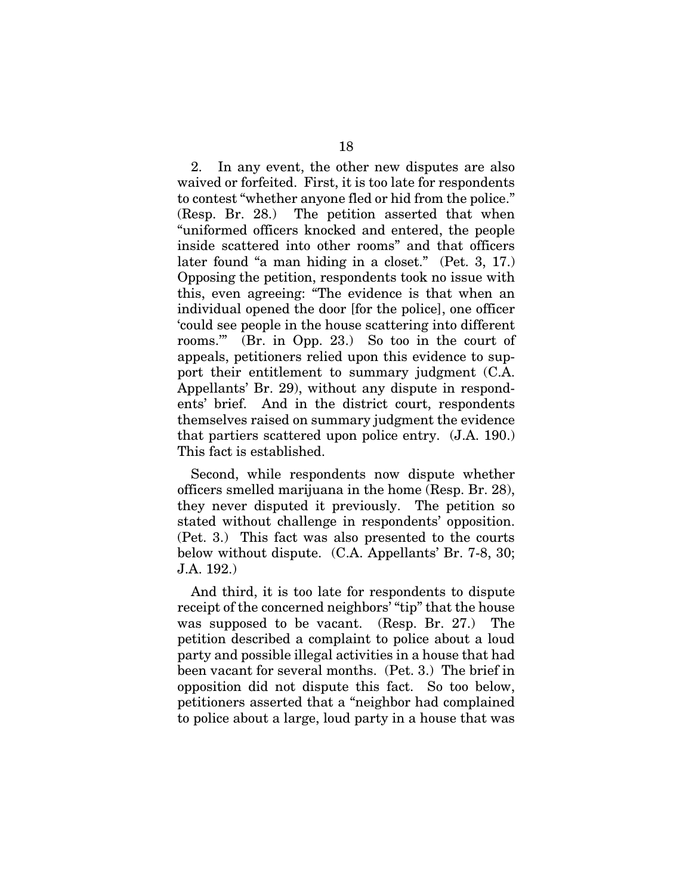2. In any event, the other new disputes are also waived or forfeited. First, it is too late for respondents to contest "whether anyone fled or hid from the police." (Resp. Br. 28.) The petition asserted that when "uniformed officers knocked and entered, the people inside scattered into other rooms" and that officers later found "a man hiding in a closet." (Pet. 3, 17.) Opposing the petition, respondents took no issue with this, even agreeing: "The evidence is that when an individual opened the door [for the police], one officer 'could see people in the house scattering into different rooms.'" (Br. in Opp. 23.) So too in the court of appeals, petitioners relied upon this evidence to support their entitlement to summary judgment (C.A. Appellants' Br. 29), without any dispute in respondents' brief. And in the district court, respondents themselves raised on summary judgment the evidence that partiers scattered upon police entry. (J.A. 190.) This fact is established.

Second, while respondents now dispute whether officers smelled marijuana in the home (Resp. Br. 28), they never disputed it previously. The petition so stated without challenge in respondents' opposition. (Pet. 3.) This fact was also presented to the courts below without dispute. (C.A. Appellants' Br. 7-8, 30; J.A. 192.)

And third, it is too late for respondents to dispute receipt of the concerned neighbors' "tip" that the house was supposed to be vacant. (Resp. Br. 27.) The petition described a complaint to police about a loud party and possible illegal activities in a house that had been vacant for several months. (Pet. 3.) The brief in opposition did not dispute this fact. So too below, petitioners asserted that a "neighbor had complained to police about a large, loud party in a house that was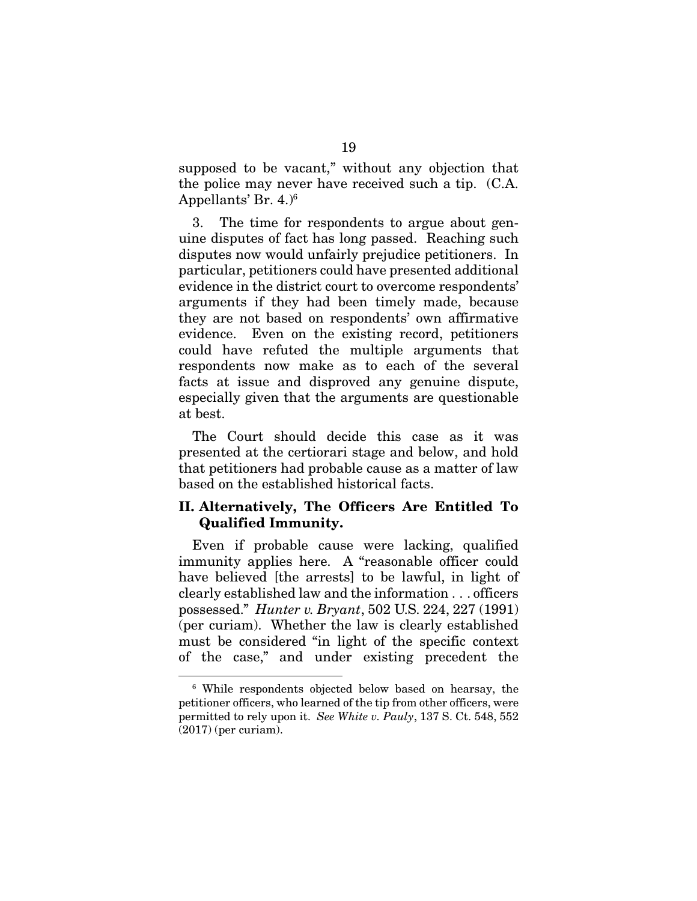supposed to be vacant," without any objection that the police may never have received such a tip. (C.A. Appellants' Br. 4.)[6]

3. The time for respondents to argue about genuine disputes of fact has long passed. Reaching such disputes now would unfairly prejudice petitioners. In particular, petitioners could have presented additional evidence in the district court to overcome respondents' arguments if they had been timely made, because they are not based on respondents' own affirmative evidence. Even on the existing record, petitioners could have refuted the multiple arguments that respondents now make as to each of the several facts at issue and disproved any genuine dispute, especially given that the arguments are questionable at best.

The Court should decide this case as it was presented at the certiorari stage and below, and hold that petitioners had probable cause as a matter of law based on the established historical facts.

## II. Alternatively, The Officers Are Entitled To Qualified Immunity.

Even if probable cause were lacking, qualified immunity applies here. A "reasonable officer could have believed [the arrests] to be lawful, in light of clearly established law and the information . . . officers possessed." *Hunter v. Bryant*, 502 U.S. 224, 227 (1991) (per curiam). Whether the law is clearly established must be considered "in light of the specific context of the case," and under existing precedent the

---

[6] While respondents objected below based on hearsay, the petitioner officers, who learned of the tip from other officers, were permitted to rely upon it. *See White v. Pauly*, 137 S. Ct. 548, 552 (2017) (per curiam).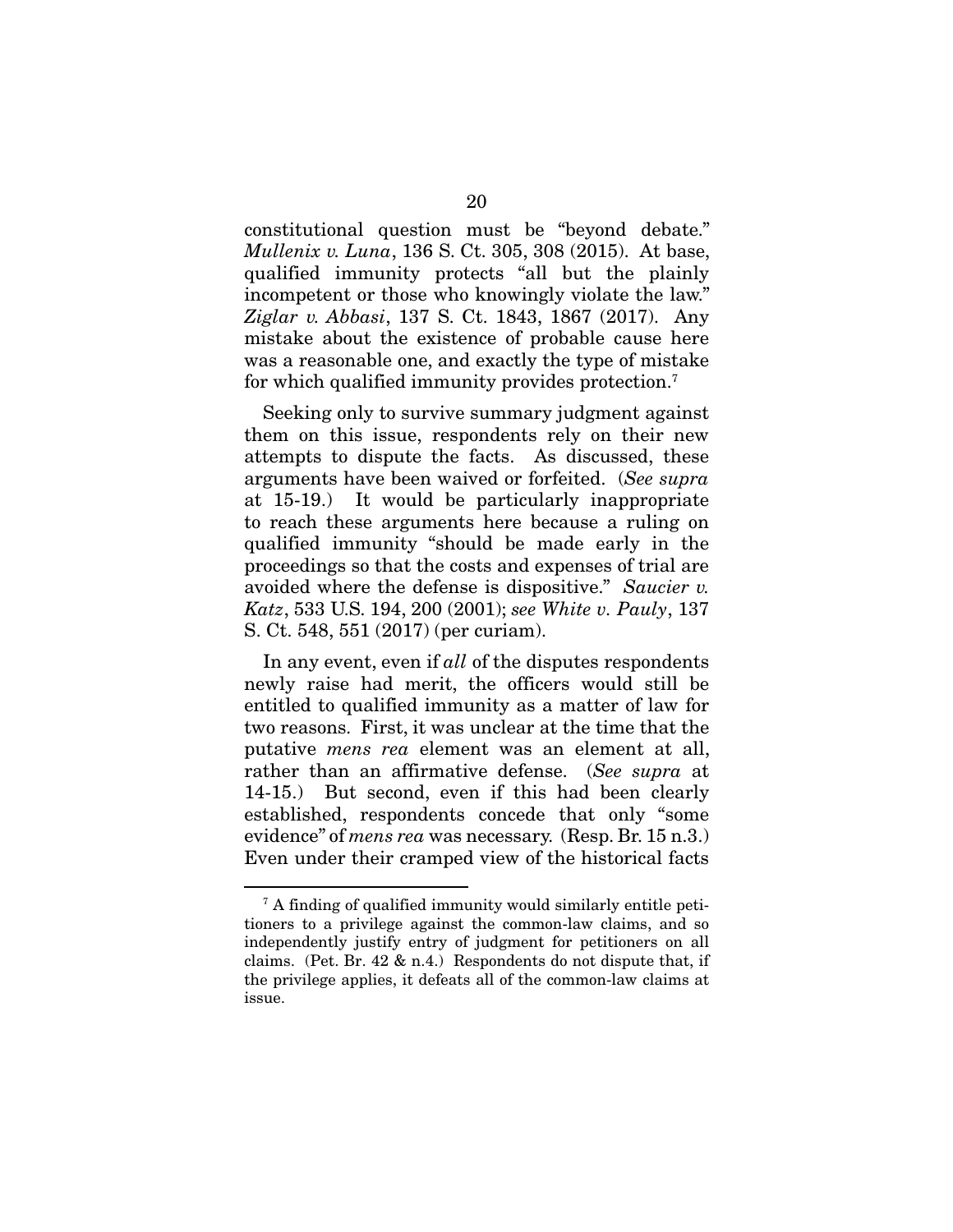constitutional question must be "beyond debate." *Mullenix v. Luna*, 136 S. Ct. 305, 308 (2015). At base, qualified immunity protects "all but the plainly incompetent or those who knowingly violate the law." *Ziglar v. Abbasi*, 137 S. Ct. 1843, 1867 (2017). Any mistake about the existence of probable cause here was a reasonable one, and exactly the type of mistake for which qualified immunity provides protection.[7]

Seeking only to survive summary judgment against them on this issue, respondents rely on their new attempts to dispute the facts. As discussed, these arguments have been waived or forfeited. (*See supra* at 15-19.) It would be particularly inappropriate to reach these arguments here because a ruling on qualified immunity "should be made early in the proceedings so that the costs and expenses of trial are avoided where the defense is dispositive." *Saucier v. Katz*, 533 U.S. 194, 200 (2001); *see White v. Pauly*, 137 S. Ct. 548, 551 (2017) (per curiam).

In any event, even if *all* of the disputes respondents newly raise had merit, the officers would still be entitled to qualified immunity as a matter of law for two reasons. First, it was unclear at the time that the putative *mens rea* element was an element at all, rather than an affirmative defense. (*See supra* at 14-15.) But second, even if this had been clearly established, respondents concede that only "some evidence" of *mens rea* was necessary. (Resp. Br. 15 n.3.) Even under their cramped view of the historical facts

[7] A finding of qualified immunity would similarly entitle petitioners to a privilege against the common-law claims, and so independently justify entry of judgment for petitioners on all claims. (Pet. Br. 42 & n.4.) Respondents do not dispute that, if the privilege applies, it defeats all of the common-law claims at issue.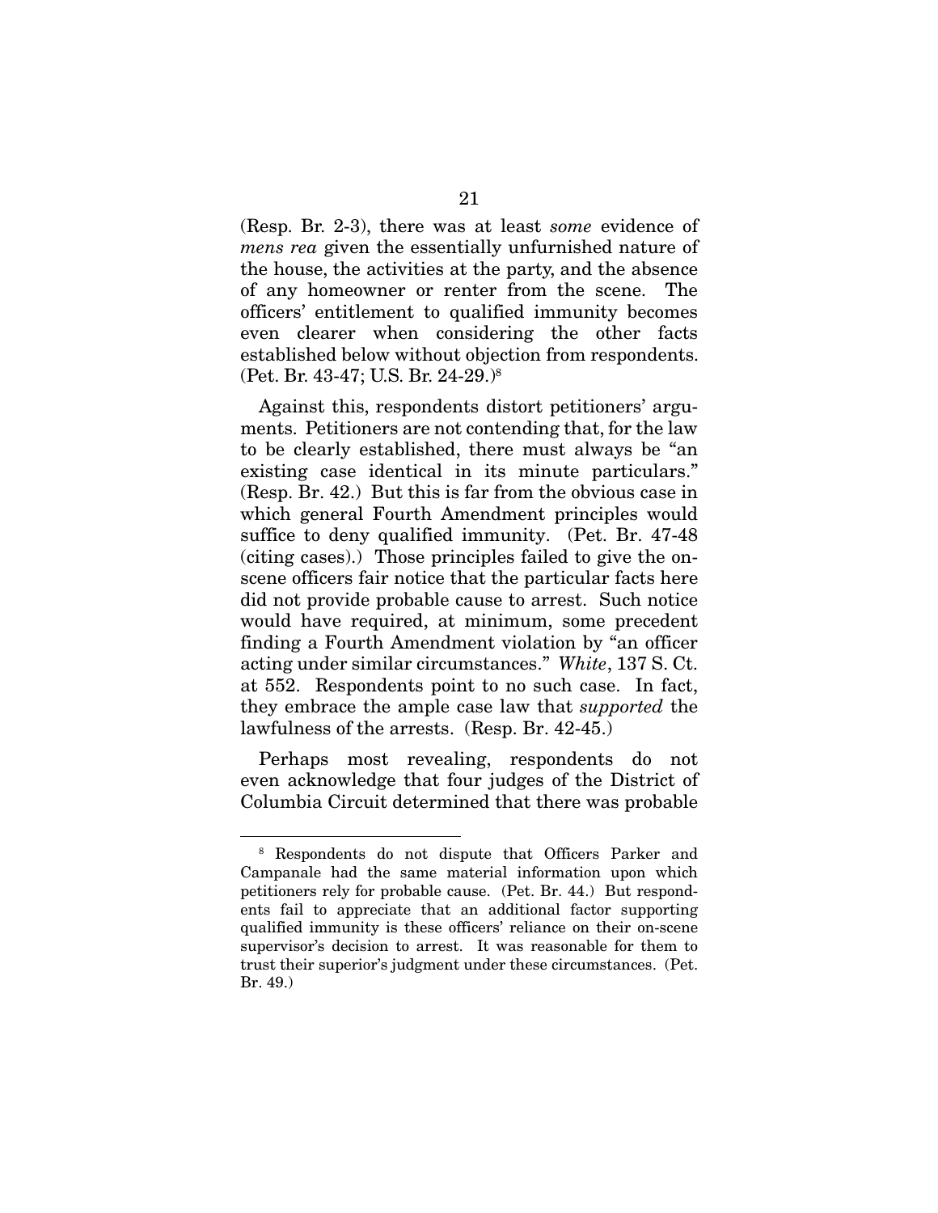(Resp. Br. 2-3), there was at least *some* evidence of *mens rea* given the essentially unfurnished nature of the house, the activities at the party, and the absence of any homeowner or renter from the scene. The officers' entitlement to qualified immunity becomes even clearer when considering the other facts established below without objection from respondents. (Pet. Br. 43-47; U.S. Br. 24-29.)[8]

Against this, respondents distort petitioners' arguments. Petitioners are not contending that, for the law to be clearly established, there must always be "an existing case identical in its minute particulars." (Resp. Br. 42.) But this is far from the obvious case in which general Fourth Amendment principles would suffice to deny qualified immunity. (Pet. Br. 47-48 (citing cases).) Those principles failed to give the on-scene officers fair notice that the particular facts here did not provide probable cause to arrest. Such notice would have required, at minimum, some precedent finding a Fourth Amendment violation by "an officer acting under similar circumstances." *White*, 137 S. Ct. at 552. Respondents point to no such case. In fact, they embrace the ample case law that *supported* the lawfulness of the arrests. (Resp. Br. 42-45.)

Perhaps most revealing, respondents do not even acknowledge that four judges of the District of Columbia Circuit determined that there was probable

---

[8] Respondents do not dispute that Officers Parker and Campanale had the same material information upon which petitioners rely for probable cause. (Pet. Br. 44.) But respondents fail to appreciate that an additional factor supporting qualified immunity is these officers' reliance on their on-scene supervisor's decision to arrest. It was reasonable for them to trust their superior's judgment under these circumstances. (Pet. Br. 49.)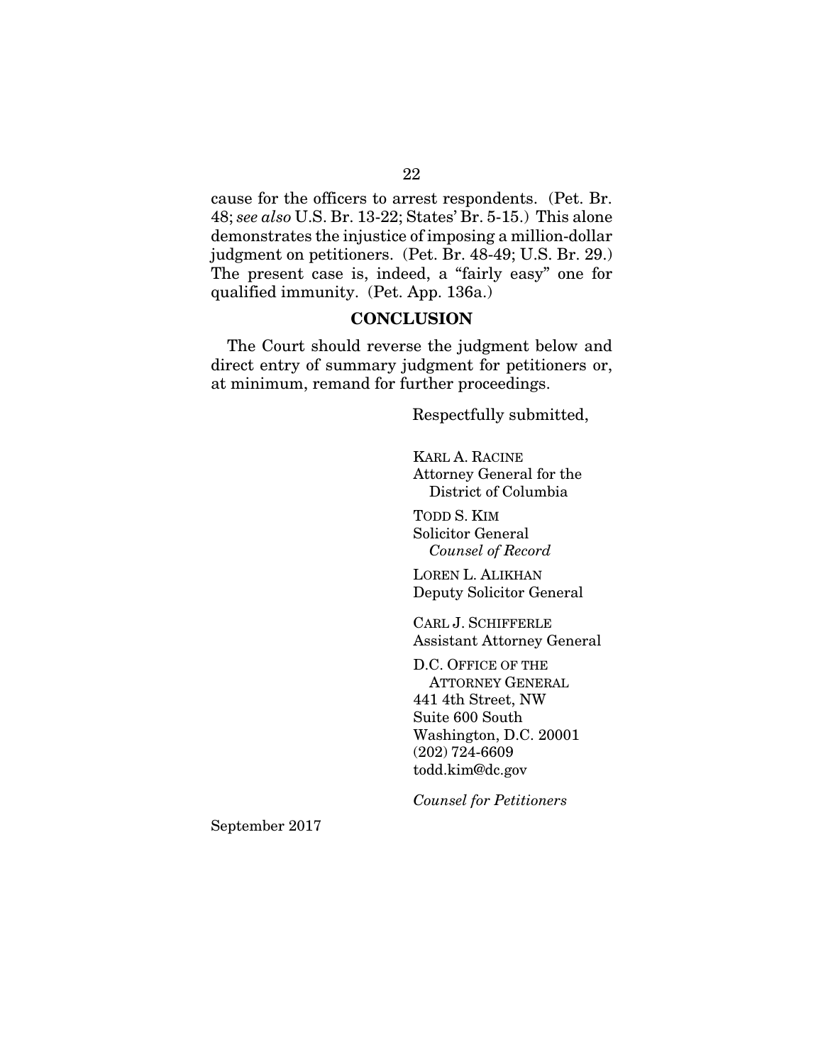cause for the officers to arrest respondents. (Pet. Br. 48; *see also* U.S. Br. 13-22; States' Br. 5-15.) This alone demonstrates the injustice of imposing a million-dollar judgment on petitioners. (Pet. Br. 48-49; U.S. Br. 29.) The present case is, indeed, a "fairly easy" one for qualified immunity. (Pet. App. 136a.)

## CONCLUSION

The Court should reverse the judgment below and direct entry of summary judgment for petitioners or, at minimum, remand for further proceedings.

Respectfully submitted,

KARL A. RACINE
Attorney General for the District of Columbia

TODD S. KIM
Solicitor General
*Counsel of Record*

LOREN L. ALIKHAN
Deputy Solicitor General

CARL J. SCHIFFERLE
Assistant Attorney General

D.C. OFFICE OF THE ATTORNEY GENERAL
441 4th Street, NW
Suite 600 South
Washington, D.C. 20001
(202) 724-6609
todd.kim@dc.gov

*Counsel for Petitioners*

September 2017